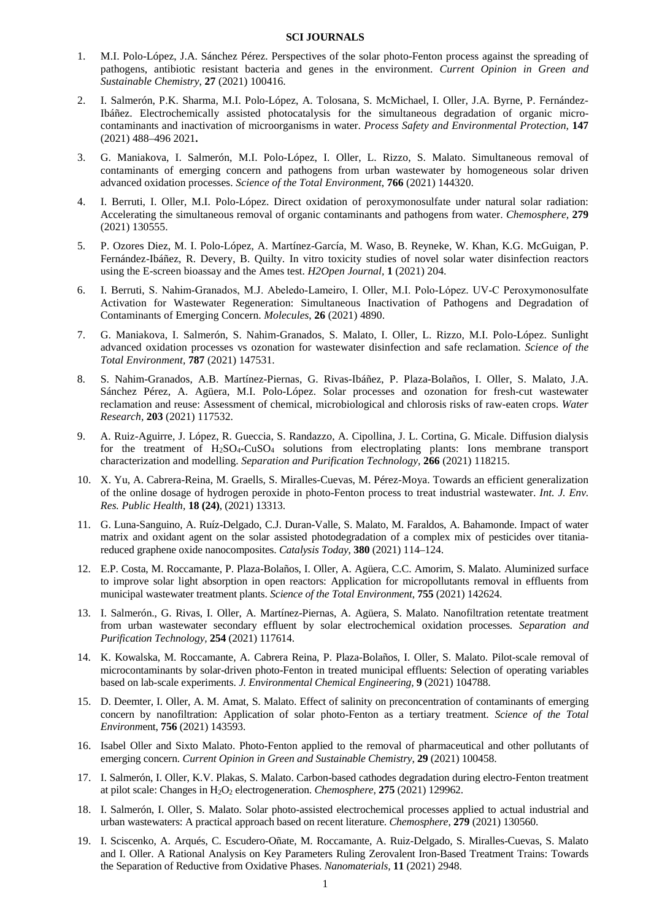**SCI JOURNALS**

1. M.I. Polo-López, J.A. Sánchez Pérez. Perspectives of the solar photo-Fenton process against the spreading of pathogens, antibiotic resistant bacteria and genes in the environment. *Current Opinion in Green and Sustainable Chemistry*, **27** (2021) 100416.

2. I. Salmerón, P.K. Sharma, M.I. Polo-López, A. Tolosana, S. McMichael, I. Oller, J.A. Byrne, P. Fernández-Ibáñez. Electrochemically assisted photocatalysis for the simultaneous degradation of organic micro-contaminants and inactivation of microorganisms in water. *Process Safety and Environmental Protection*, **147** (2021) 488–496 2021**.**

3. G. Maniakova, I. Salmerón, M.I. Polo-López, I. Oller, L. Rizzo, S. Malato. Simultaneous removal of contaminants of emerging concern and pathogens from urban wastewater by homogeneous solar driven advanced oxidation processes. *Science of the Total Environment*, **766** (2021) 144320.

4. I. Berruti, I. Oller, M.I. Polo-López. Direct oxidation of peroxymonosulfate under natural solar radiation: Accelerating the simultaneous removal of organic contaminants and pathogens from water. *Chemosphere,* **279** (2021) 130555.

5. P. Ozores Diez, M. I. Polo-López, A. Martínez-García, M. Waso, B. Reyneke, W. Khan, K.G. McGuigan, P. Fernández-Ibáñez, R. Devery, B. Quilty. In vitro toxicity studies of novel solar water disinfection reactors using the E-screen bioassay and the Ames test. *H2Open Journal*, **1** (2021) 204.

6. I. Berruti, S. Nahim-Granados, M.J. Abeledo-Lameiro, I. Oller, M.I. Polo-López. UV-C Peroxymonosulfate Activation for Wastewater Regeneration: Simultaneous Inactivation of Pathogens and Degradation of Contaminants of Emerging Concern. *Molecules*, **26** (2021) 4890.

7. G. Maniakova, I. Salmerón, S. Nahim-Granados, S. Malato, I. Oller, L. Rizzo, M.I. Polo-López. Sunlight advanced oxidation processes vs ozonation for wastewater disinfection and safe reclamation. *Science of the Total Environment,* **787** (2021) 147531.

8. S. Nahim-Granados, A.B. Martínez-Piernas, G. Rivas-Ibáñez, P. Plaza-Bolaños, I. Oller, S. Malato, J.A. Sánchez Pérez, A. Agüera, M.I. Polo-López. Solar processes and ozonation for fresh-cut wastewater reclamation and reuse: Assessment of chemical, microbiological and chlorosis risks of raw-eaten crops. *Water Research*, **203** (2021) 117532.

9. A. Ruiz-Aguirre, J. López, R. Gueccia, S. Randazzo, A. Cipollina, J. L. Cortina, G. Micale. Diffusion dialysis for the treatment of $H_2SO_4$-$CuSO_4$ solutions from electroplating plants: Ions membrane transport characterization and modelling. *Separation and Purification Technology*, **266** (2021) 118215.

10. X. Yu, A. Cabrera-Reina, M. Graells, S. Miralles-Cuevas, M. Pérez-Moya. Towards an efficient generalization of the online dosage of hydrogen peroxide in photo-Fenton process to treat industrial wastewater. *Int. J. Env. Res. Public Health,* **18 (24)**, (2021) 13313.

11. G. Luna-Sanguino, A. Ruíz-Delgado, C.J. Duran-Valle, S. Malato, M. Faraldos, A. Bahamonde. Impact of water matrix and oxidant agent on the solar assisted photodegradation of a complex mix of pesticides over titania-reduced graphene oxide nanocomposites. *Catalysis Today*, **380** (2021) 114–124.

12. E.P. Costa, M. Roccamante, P. Plaza-Bolaños, I. Oller, A. Agüera, C.C. Amorim, S. Malato. Aluminized surface to improve solar light absorption in open reactors: Application for micropollutants removal in effluents from municipal wastewater treatment plants. *Science of the Total Environment*, **755** (2021) 142624.

13. I. Salmerón., G. Rivas, I. Oller, A. Martínez-Piernas, A. Agüera, S. Malato. Nanofiltration retentate treatment from urban wastewater secondary effluent by solar electrochemical oxidation processes. *Separation and Purification Technology*, **254** (2021) 117614.

14. K. Kowalska, M. Roccamante, A. Cabrera Reina, P. Plaza-Bolaños, I. Oller, S. Malato. Pilot-scale removal of microcontaminants by solar-driven photo-Fenton in treated municipal effluents: Selection of operating variables based on lab-scale experiments. *J. Environmental Chemical Engineering*, **9** (2021) 104788.

15. D. Deemter, I. Oller, A. M. Amat, S. Malato. Effect of salinity on preconcentration of contaminants of emerging concern by nanofiltration: Application of solar photo-Fenton as a tertiary treatment. *Science of the Total Environ*ent, **756** (2021) 143593.

16. Isabel Oller and Sixto Malato. Photo-Fenton applied to the removal of pharmaceutical and other pollutants of emerging concern. *Current Opinion in Green and Sustainable Chemistry*, **29** (2021) 100458.

17. I. Salmerón, I. Oller, K.V. Plakas, S. Malato. Carbon-based cathodes degradation during electro-Fenton treatment at pilot scale: Changes in $H_2O_2$ electrogeneration. *Chemosphere*, **275** (2021) 129962.

18. I. Salmerón, I. Oller, S. Malato. Solar photo-assisted electrochemical processes applied to actual industrial and urban wastewaters: A practical approach based on recent literature. *Chemosphere,* **279** (2021) 130560.

19. I. Sciscenko, A. Arqués, C. Escudero-Oñate, M. Roccamante, A. Ruiz-Delgado, S. Miralles-Cuevas, S. Malato and I. Oller. A Rational Analysis on Key Parameters Ruling Zerovalent Iron-Based Treatment Trains: Towards the Separation of Reductive from Oxidative Phases. *Nanomaterials*, **11** (2021) 2948.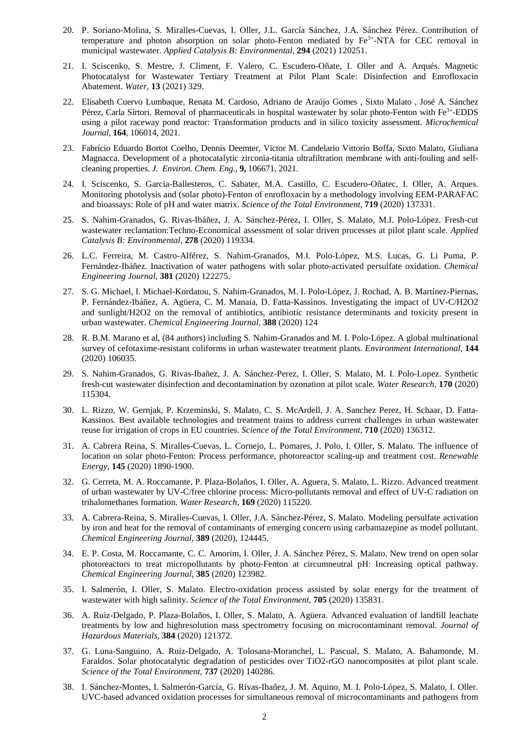20. P. Soriano-Molina, S. Miralles-Cuevas, I. Oller, J.L. García Sánchez, J.A. Sánchez Pérez. Contribution of temperature and photon absorption on solar photo-Fenton mediated by $Fe^{3+}$-NTA for CEC removal in municipal wastewater. *Applied Catalysis B: Environmental,* **294** (2021) 120251.

21. I. Sciscenko, S. Mestre, J. Climent, F. Valero, C. Escudero-Oñate, I. Oller and A. Arqués. Magnetic Photocatalyst for Wastewater Tertiary Treatment at Pilot Plant Scale: Disinfection and Enrofloxacin Abatement. *Water,* **13** (2021) 329.

22. Elisabeth Cuervo Lumbaque, Renata M. Cardoso, Adriano de Araújo Gomes , Sixto Malato , José A. Sánchez Pérez, Carla Sirtori. Removal of pharmaceuticals in hospital wastewater by solar photo-Fenton with $Fe^{3+}$-EDDS using a pilot raceway pond reactor: Transformation products and in silico toxicity assessment. *Microchemical Journal,* **164**, 106014, 2021.

23. Fabrício Eduardo Bortot Coelho, Dennis Deemter, Victor M. Candelario Vittorio Boffa, Sixto Malato, Giuliana Magnacca. Development of a photocatalytic zirconia-titania ultrafiltration membrane with anti-fouling and self-cleaning properties. *J. Environ. Chem. Eng.,* **9,** 106671, 2021.

24. I. Sciscenko, S. Garcia-Ballesteros, C. Sabater, M.A. Castillo, C. Escudero-Oñatec, I. Oller, A. Arques. Monitoring photolysis and (solar photo)-Fenton of enrofloxacin by a methodology involving EEM-PARAFAC and bioassays: Role of pH and water matrix. *Science of the Total Environment,* **719** (2020) 137331.

25. S. Nahim-Granados, G. Rivas-Ibáñez, J. A. Sánchez-Pérez, I. Oller, S. Malato, M.I. Polo-López. Fresh-cut wastewater reclamation:Techno-Economical assessment of solar driven processes at pilot plant scale. *Applied Catalysis B: Environmental,* **278** (2020) 119334.

26. L.C. Ferreira, M. Castro-Alférez, S. Nahim-Granados, M.I. Polo-López, M.S. Lucas, G. Li Puma, P. Fernández-Ibáñez. Inactivation of water pathogens with solar photo-activated persulfate oxidation. *Chemical Engineering Journal,* **381** (2020) 122275.

27. S. G. Michael, I. Michael-Kordatou, S. Nahim-Granados, M. I. Polo-López, J. Rochad, A. B. Martínez-Piernas, P. Fernández-Ibáñez, A. Agüera, C. M. Manaia, D. Fatta-Kassinos. Investigating the impact of UV-C/H2O2 and sunlight/H2O2 on the removal of antibiotics, antibiotic resistance determinants and toxicity present in urban wastewater. *Chemical Engineering Journal,* **388** (2020) 124

28. R. B.M. Marano et al, (84 authors) including S. Nahim-Granados and M. I. Polo-López. A global multinational survey of cefotaxime-resistant coliforms in urban wastewater treatment plants. *Environment International,* **144** (2020) 106035.

29. S. Nahim-Granados, G. Rivas-Ibañez, J. A. Sánchez-Perez, I. Oller, S. Malato, M. I. Polo-Lopez. Synthetic fresh-cut wastewater disinfection and decontamination by ozonation at pilot scale. *Water Research,* **170** (2020) 115304.

30. L. Rizzo, W. Gernjak, P. Krzeminski, S. Malato, C. S. McArdell, J. A. Sanchez Perez, H. Schaar, D. Fatta-Kassinos. Best available technologies and treatment trains to address current challenges in urban wastewater reuse for irrigation of crops in EU countries. *Science of the Total Environment,* **710** (2020) 136312.

31. A. Cabrera Reina, S. Miralles-Cuevas, L. Cornejo, L. Pomares, J. Polo, I. Oller, S. Malato. The influence of location on solar photo-Fenton: Process performance, photoreactor scaling-up and treatment cost. *Renewable Energy,* **145** (2020) 1890-1900.

32. G. Cerreta, M. A. Roccamante, P. Plaza-Bolaños, I. Oller, A. Aguera, S. Malato, L. Rizzo. Advanced treatment of urban wastewater by UV-C/free chlorine process: Micro-pollutants removal and effect of UV-C radiation on trihalomethanes formation. *Water Research,* **169** (2020) 115220.

33. A. Cabrera-Reina, S. Miralles-Cuevas, I. Oller, J.A. Sánchez-Pérez, S. Malato. Modeling persulfate activation by iron and heat for the removal of contaminants of emerging concern using carbamazepine as model pollutant. *Chemical Engineering Journal,* **389** (2020), 124445.

34. E. P. Costa, M. Roccamante, C. C. Amorim, I. Oller, J. A. Sánchez Pérez, S. Malato. New trend on open solar photoreactors to treat micropollutants by photo-Fenton at circumneutral pH: Increasing optical pathway. *Chemical Engineering Journal,* **385** (2020) 123982.

35. I. Salmerón, I. Oller, S. Malato. Electro-oxidation process assisted by solar energy for the treatment of wastewater with high salinity. *Science of the Total Environment,* **705** (2020) 135831.

36. A. Ruiz-Delgado, P. Plaza-Bolaños, I. Oller, S. Malato, A. Agüera. Advanced evaluation of landfill leachate treatments by low and highresolution mass spectrometry focusing on microcontaminant removal. *Journal of Hazardous Materials,* **384** (2020) 121372.

37. G. Luna-Sanguino, A. Ruíz-Delgado, A. Tolosana-Moranchel, L. Pascual, S. Malato, A. Bahamonde, M. Faraldos. Solar photocatalytic degradation of pesticides over TiO2-rGO nanocomposites at pilot plant scale. *Science of the Total Environment,* **737** (2020) 140286.

38. I. Sánchez-Montes, I. Salmerón-García, G. Rivas-Ibañez, J. M. Aquino, M. I. Polo-López, S. Malato, I. Oller. UVC-based advanced oxidation processes for simultaneous removal of microcontaminants and pathogens from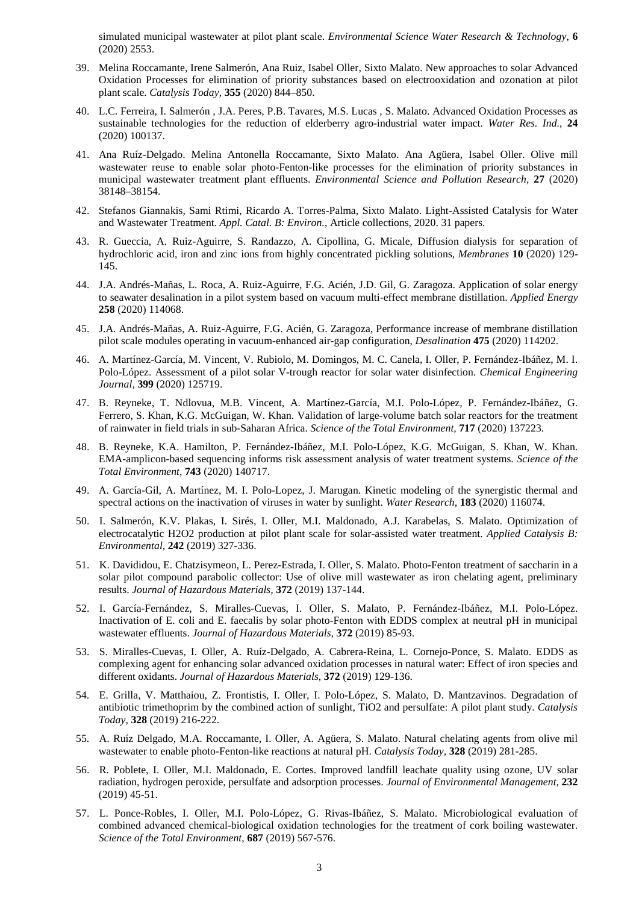simulated municipal wastewater at pilot plant scale. *Environmental Science Water Research & Technology,* **6** (2020) 2553.

39. Melina Roccamante, Irene Salmerón, Ana Ruiz, Isabel Oller, Sixto Malato. New approaches to solar Advanced Oxidation Processes for elimination of priority substances based on electrooxidation and ozonation at pilot plant scale. *Catalysis Today,* **355** (2020) 844–850.

40. L.C. Ferreira, I. Salmerón , J.A. Peres, P.B. Tavares, M.S. Lucas , S. Malato. Advanced Oxidation Processes as sustainable technologies for the reduction of elderberry agro-industrial water impact. *Water Res. Ind.,* **24** (2020) 100137.

41. Ana Ruíz-Delgado. Melina Antonella Roccamante, Sixto Malato. Ana Agüera, Isabel Oller. Olive mill wastewater reuse to enable solar photo-Fenton-like processes for the elimination of priority substances in municipal wastewater treatment plant effluents. *Environmental Science and Pollution Research,* **27** (2020) 38148–38154.

42. Stefanos Giannakis, Sami Rtimi, Ricardo A. Torres-Palma, Sixto Malato. Light-Assisted Catalysis for Water and Wastewater Treatment. *Appl. Catal. B: Environ.*, Article collections, 2020. 31 papers.

43. R. Gueccia, A. Ruiz-Aguirre, S. Randazzo, A. Cipollina, G. Micale, Diffusion dialysis for separation of hydrochloric acid, iron and zinc ions from highly concentrated pickling solutions, *Membranes* **10** (2020) 129-145.

44. J.A. Andrés-Mañas, L. Roca, A. Ruiz-Aguirre, F.G. Acién, J.D. Gil, G. Zaragoza. Application of solar energy to seawater desalination in a pilot system based on vacuum multi-effect membrane distillation. *Applied Energy* **258** (2020) 114068.

45. J.A. Andrés-Mañas, A. Ruiz-Aguirre, F.G. Acién, G. Zaragoza, Performance increase of membrane distillation pilot scale modules operating in vacuum-enhanced air-gap configuration, *Desalination* **475** (2020) 114202.

46. A. Martínez-García, M. Vincent, V. Rubiolo, M. Domingos, M. C. Canela, I. Oller, P. Fernández-Ibáñez, M. I. Polo-López. Assessment of a pilot solar V-trough reactor for solar water disinfection. *Chemical Engineering Journal,* **399** (2020) 125719.

47. B. Reyneke, T. Ndlovua, M.B. Vincent, A. Martínez-García, M.I. Polo-López, P. Fernández-Ibáñez, G. Ferrero, S. Khan, K.G. McGuigan, W. Khan. Validation of large-volume batch solar reactors for the treatment of rainwater in field trials in sub-Saharan Africa. *Science of the Total Environment,* **717** (2020) 137223.

48. B. Reyneke, K.A. Hamilton, P. Fernández-Ibáñez, M.I. Polo-López, K.G. McGuigan, S. Khan, W. Khan. EMA-amplicon-based sequencing informs risk assessment analysis of water treatment systems. *Science of the Total Environment,* **743** (2020) 140717.

49. A. García-Gil, A. Martínez, M. I. Polo-Lopez, J. Marugan. Kinetic modeling of the synergistic thermal and spectral actions on the inactivation of viruses in water by sunlight. *Water Research,* **183** (2020) 116074.

50. I. Salmerón, K.V. Plakas, I. Sirés, I. Oller, M.I. Maldonado, A.J. Karabelas, S. Malato. Optimization of electrocatalytic H2O2 production at pilot plant scale for solar-assisted water treatment. *Applied Catalysis B: Environmental,* **242** (2019) 327-336.

51. K. Davididou, E. Chatzisymeon, L. Perez-Estrada, I. Oller, S. Malato. Photo-Fenton treatment of saccharin in a solar pilot compound parabolic collector: Use of olive mill wastewater as iron chelating agent, preliminary results. *Journal of Hazardous Materials,* **372** (2019) 137-144.

52. I. García-Fernández, S. Miralles-Cuevas, I. Oller, S. Malato, P. Fernández-Ibáñez, M.I. Polo-López. Inactivation of E. coli and E. faecalis by solar photo-Fenton with EDDS complex at neutral pH in municipal wastewater effluents. *Journal of Hazardous Materials,* **372** (2019) 85-93.

53. S. Miralles-Cuevas, I. Oller, A. Ruíz-Delgado, A. Cabrera-Reina, L. Cornejo-Ponce, S. Malato. EDDS as complexing agent for enhancing solar advanced oxidation processes in natural water: Effect of iron species and different oxidants. *Journal of Hazardous Materials,* **372** (2019) 129-136.

54. E. Grilla, V. Matthaiou, Z. Frontistis, I. Oller, I. Polo-López, S. Malato, D. Mantzavinos. Degradation of antibiotic trimethoprim by the combined action of sunlight, TiO2 and persulfate: A pilot plant study. *Catalysis Today,* **328** (2019) 216-222.

55. A. Ruíz Delgado, M.A. Roccamante, I. Oller, A. Agüera, S. Malato. Natural chelating agents from olive mil wastewater to enable photo-Fenton-like reactions at natural pH. *Catalysis Today,* **328** (2019) 281-285.

56. R. Poblete, I. Oller, M.I. Maldonado, E. Cortes. Improved landfill leachate quality using ozone, UV solar radiation, hydrogen peroxide, persulfate and adsorption processes. *Journal of Environmental Management,* **232** (2019) 45-51.

57. L. Ponce-Robles, I. Oller, M.I. Polo-López, G. Rivas-Ibáñez, S. Malato. Microbiological evaluation of combined advanced chemical-biological oxidation technologies for the treatment of cork boiling wastewater. *Science of the Total Environment,* **687** (2019) 567-576.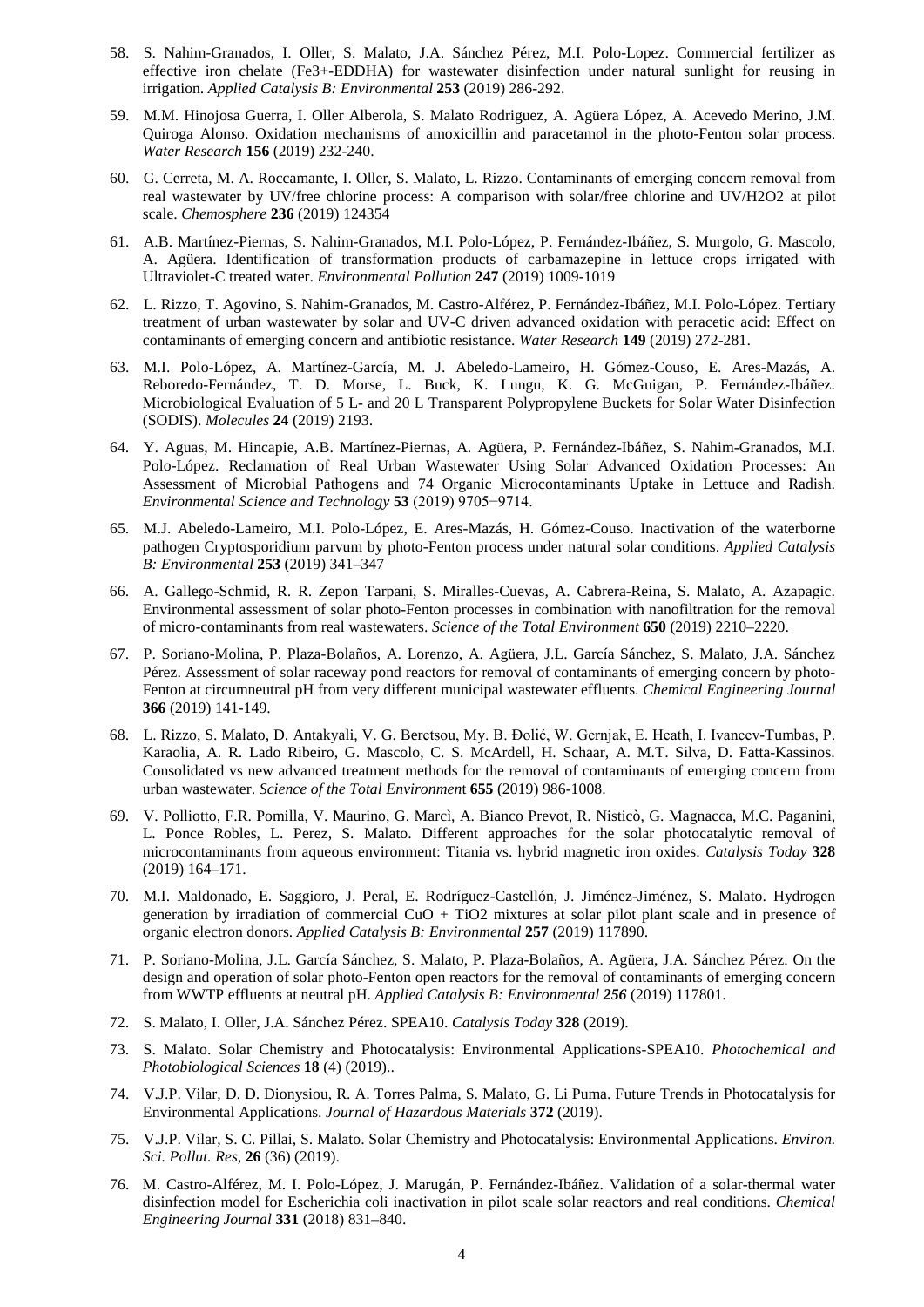58. S. Nahim-Granados, I. Oller, S. Malato, J.A. Sánchez Pérez, M.I. Polo-Lopez. Commercial fertilizer as effective iron chelate ($Fe^{3+}$-EDDHA) for wastewater disinfection under natural sunlight for reusing in irrigation. *Applied Catalysis B: Environmental* **253** (2019) 286-292.

59. M.M. Hinojosa Guerra, I. Oller Alberola, S. Malato Rodriguez, A. Agüera López, A. Acevedo Merino, J.M. Quiroga Alonso. Oxidation mechanisms of amoxicillin and paracetamol in the photo-Fenton solar process. *Water Research* **156** (2019) 232-240.

60. G. Cerreta, M. A. Roccamante, I. Oller, S. Malato, L. Rizzo. Contaminants of emerging concern removal from real wastewater by UV/free chlorine process: A comparison with solar/free chlorine and UV/$H_2O_2$ at pilot scale. *Chemosphere* **236** (2019) 124354

61. A.B. Martínez-Piernas, S. Nahim-Granados, M.I. Polo-López, P. Fernández-Ibáñez, S. Murgolo, G. Mascolo, A. Agüera. Identification of transformation products of carbamazepine in lettuce crops irrigated with Ultraviolet-C treated water. *Environmental Pollution* **247** (2019) 1009-1019

62. L. Rizzo, T. Agovino, S. Nahim-Granados, M. Castro-Alférez, P. Fernández-Ibáñez, M.I. Polo-López. Tertiary treatment of urban wastewater by solar and UV-C driven advanced oxidation with peracetic acid: Effect on contaminants of emerging concern and antibiotic resistance. *Water Research* **149** (2019) 272-281.

63. M.I. Polo-López, A. Martínez-García, M. J. Abeledo-Lameiro, H. Gómez-Couso, E. Ares-Mazás, A. Reboredo-Fernández, T. D. Morse, L. Buck, K. Lungu, K. G. McGuigan, P. Fernández-Ibáñez. Microbiological Evaluation of 5 L- and 20 L Transparent Polypropylene Buckets for Solar Water Disinfection (SODIS). *Molecules* **24** (2019) 2193.

64. Y. Aguas, M. Hincapie, A.B. Martínez-Piernas, A. Agüera, P. Fernández-Ibáñez, S. Nahim-Granados, M.I. Polo-López. Reclamation of Real Urban Wastewater Using Solar Advanced Oxidation Processes: An Assessment of Microbial Pathogens and 74 Organic Microcontaminants Uptake in Lettuce and Radish. *Environmental Science and Technology* **53** (2019) 9705−9714.

65. M.J. Abeledo-Lameiro, M.I. Polo-López, E. Ares-Mazás, H. Gómez-Couso. Inactivation of the waterborne pathogen Cryptosporidium parvum by photo-Fenton process under natural solar conditions. *Applied Catalysis B: Environmental* **253** (2019) 341–347

66. A. Gallego-Schmid, R. R. Zepon Tarpani, S. Miralles-Cuevas, A. Cabrera-Reina, S. Malato, A. Azapagic. Environmental assessment of solar photo-Fenton processes in combination with nanofiltration for the removal of micro-contaminants from real wastewaters. *Science of the Total Environment* **650** (2019) 2210–2220.

67. P. Soriano-Molina, P. Plaza-Bolaños, A. Lorenzo, A. Agüera, J.L. García Sánchez, S. Malato, J.A. Sánchez Pérez. Assessment of solar raceway pond reactors for removal of contaminants of emerging concern by photo-Fenton at circumneutral pH from very different municipal wastewater effluents. *Chemical Engineering Journal* **366** (2019) 141-149.

68. L. Rizzo, S. Malato, D. Antakyali, V. G. Beretsou, My. B. Đolić, W. Gernjak, E. Heath, I. Ivancev-Tumbas, P. Karaolia, A. R. Lado Ribeiro, G. Mascolo, C. S. McArdell, H. Schaar, A. M.T. Silva, D. Fatta-Kassinos. Consolidated vs new advanced treatment methods for the removal of contaminants of emerging concern from urban wastewater. *Science of the Total Environment* **655** (2019) 986-1008.

69. V. Polliotto, F.R. Pomilla, V. Maurino, G. Marcì, A. Bianco Prevot, R. Nisticò, G. Magnacca, M.C. Paganini, L. Ponce Robles, L. Perez, S. Malato. Different approaches for the solar photocatalytic removal of microcontaminants from aqueous environment: Titania vs. hybrid magnetic iron oxides. *Catalysis Today* **328** (2019) 164–171.

70. M.I. Maldonado, E. Saggioro, J. Peral, E. Rodríguez-Castellón, J. Jiménez-Jiménez, S. Malato. Hydrogen generation by irradiation of commercial CuO + $TiO_2$ mixtures at solar pilot plant scale and in presence of organic electron donors. *Applied Catalysis B: Environmental* **257** (2019) 117890.

71. P. Soriano-Molina, J.L. García Sánchez, S. Malato, P. Plaza-Bolaños, A. Agüera, J.A. Sánchez Pérez. On the design and operation of solar photo-Fenton open reactors for the removal of contaminants of emerging concern from WWTP effluents at neutral pH. *Applied Catalysis B: Environmental **256*** (2019) 117801.

72. S. Malato, I. Oller, J.A. Sánchez Pérez. SPEA10. *Catalysis Today* **328** (2019).

73. S. Malato. Solar Chemistry and Photocatalysis: Environmental Applications-SPEA10. *Photochemical and Photobiological Sciences* **18** (4) (2019)..

74. V.J.P. Vilar, D. D. Dionysiou, R. A. Torres Palma, S. Malato, G. Li Puma. Future Trends in Photocatalysis for Environmental Applications. *Journal of Hazardous Materials* **372** (2019).

75. V.J.P. Vilar, S. C. Pillai, S. Malato. Solar Chemistry and Photocatalysis: Environmental Applications. *Environ. Sci. Pollut. Res,* **26** (36) (2019).

76. M. Castro-Alférez, M. I. Polo-López, J. Marugán, P. Fernández-Ibáñez. Validation of a solar-thermal water disinfection model for Escherichia coli inactivation in pilot scale solar reactors and real conditions. *Chemical Engineering Journal* **331** (2018) 831–840.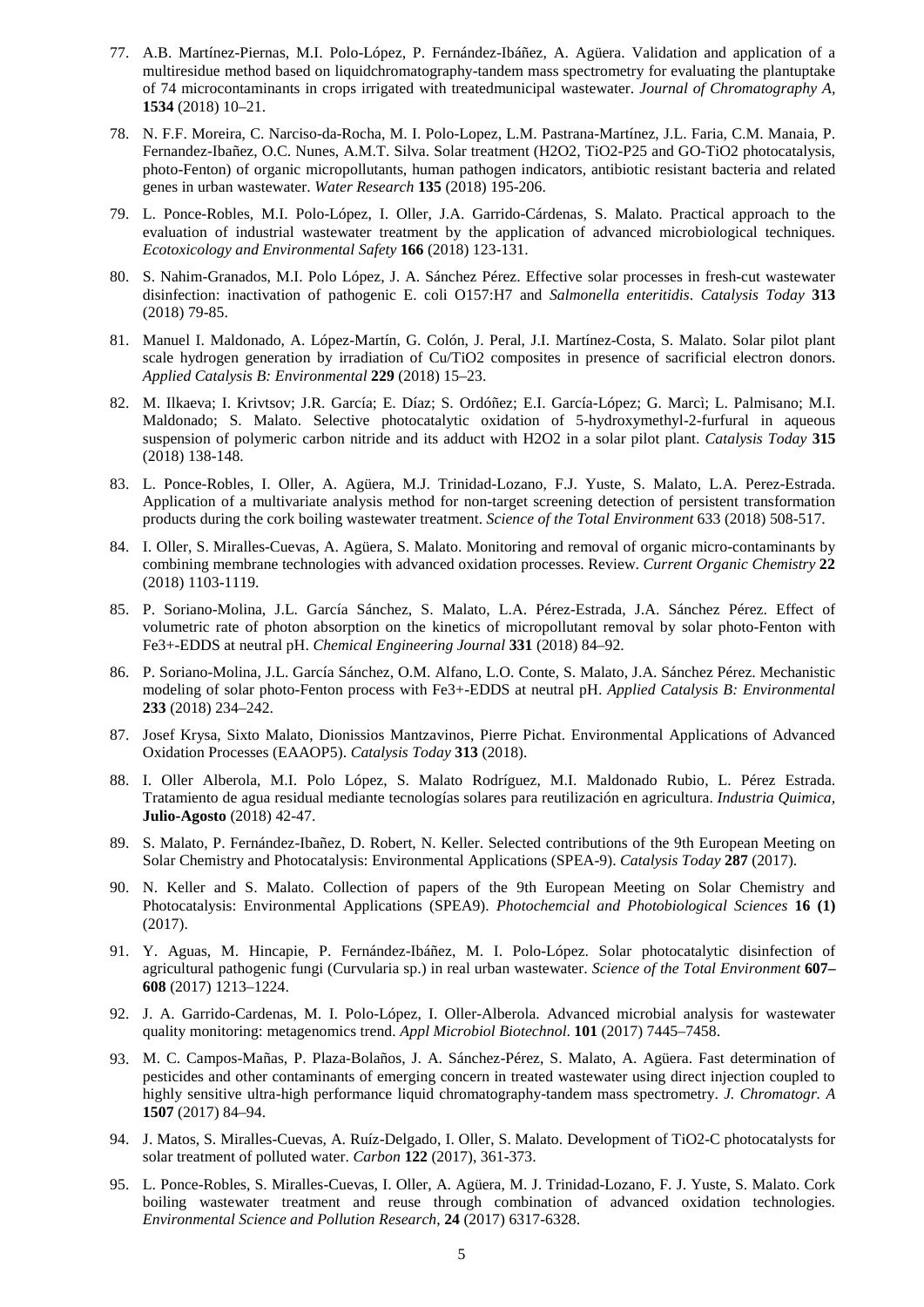77. A.B. Martínez-Piernas, M.I. Polo-López, P. Fernández-Ibáñez, A. Agüera. Validation and application of a multiresidue method based on liquidchromatography-tandem mass spectrometry for evaluating the plantuptake of 74 microcontaminants in crops irrigated with treatedmunicipal wastewater. *Journal of Chromatography A*, **1534** (2018) 10–21.

78. N. F.F. Moreira, C. Narciso-da-Rocha, M. I. Polo-Lopez, L.M. Pastrana-Martínez, J.L. Faria, C.M. Manaia, P. Fernandez-Ibañez, O.C. Nunes, A.M.T. Silva. Solar treatment ($H_2O_2$, $TiO_2$-P25 and GO-$TiO_2$ photocatalysis, photo-Fenton) of organic micropollutants, human pathogen indicators, antibiotic resistant bacteria and related genes in urban wastewater. *Water Research* **135** (2018) 195-206.

79. L. Ponce-Robles, M.I. Polo-López, I. Oller, J.A. Garrido-Cárdenas, S. Malato. Practical approach to the evaluation of industrial wastewater treatment by the application of advanced microbiological techniques. *Ecotoxicology and Environmental Safety* **166** (2018) 123-131.

80. S. Nahim-Granados, M.I. Polo López, J. A. Sánchez Pérez. Effective solar processes in fresh-cut wastewater disinfection: inactivation of pathogenic E. coli O157:H7 and *Salmonella enteritidis*. *Catalysis Today* **313** (2018) 79-85.

81. Manuel I. Maldonado, A. López-Martín, G. Colón, J. Peral, J.I. Martínez-Costa, S. Malato. Solar pilot plant scale hydrogen generation by irradiation of Cu/$TiO_2$ composites in presence of sacrificial electron donors. *Applied Catalysis B: Environmental* **229** (2018) 15–23.

82. M. Ilkaeva; I. Krivtsov; J.R. García; E. Díaz; S. Ordóñez; E.I. García-López; G. Marcì; L. Palmisano; M.I. Maldonado; S. Malato. Selective photocatalytic oxidation of 5-hydroxymethyl-2-furfural in aqueous suspension of polymeric carbon nitride and its adduct with $H_2O_2$ in a solar pilot plant. *Catalysis Today* **315** (2018) 138-148.

83. L. Ponce-Robles, I. Oller, A. Agüera, M.J. Trinidad-Lozano, F.J. Yuste, S. Malato, L.A. Perez-Estrada. Application of a multivariate analysis method for non-target screening detection of persistent transformation products during the cork boiling wastewater treatment. *Science of the Total Environment* 633 (2018) 508-517.

84. I. Oller, S. Miralles-Cuevas, A. Agüera, S. Malato. Monitoring and removal of organic micro-contaminants by combining membrane technologies with advanced oxidation processes. Review. *Current Organic Chemistry* **22** (2018) 1103-1119.

85. P. Soriano-Molina, J.L. García Sánchez, S. Malato, L.A. Pérez-Estrada, J.A. Sánchez Pérez. Effect of volumetric rate of photon absorption on the kinetics of micropollutant removal by solar photo-Fenton with $Fe^{3+}$-EDDS at neutral pH. *Chemical Engineering Journal* **331** (2018) 84–92.

86. P. Soriano-Molina, J.L. García Sánchez, O.M. Alfano, L.O. Conte, S. Malato, J.A. Sánchez Pérez. Mechanistic modeling of solar photo-Fenton process with $Fe^{3+}$-EDDS at neutral pH. *Applied Catalysis B: Environmental* **233** (2018) 234–242.

87. Josef Krysa, Sixto Malato, Dionissios Mantzavinos, Pierre Pichat. Environmental Applications of Advanced Oxidation Processes (EAAOP5). *Catalysis Today* **313** (2018).

88. I. Oller Alberola, M.I. Polo López, S. Malato Rodríguez, M.I. Maldonado Rubio, L. Pérez Estrada. Tratamiento de agua residual mediante tecnologías solares para reutilización en agricultura. *Industria Quimica,* **Julio-Agosto** (2018) 42-47.

89. S. Malato, P. Fernández-Ibañez, D. Robert, N. Keller. Selected contributions of the 9th European Meeting on Solar Chemistry and Photocatalysis: Environmental Applications (SPEA-9). *Catalysis Today* **287** (2017).

90. N. Keller and S. Malato. Collection of papers of the 9th European Meeting on Solar Chemistry and Photocatalysis: Environmental Applications (SPEA9). *Photochemcial and Photobiological Sciences* **16 (1)** (2017).

91. Y. Aguas, M. Hincapie, P. Fernández-Ibáñez, M. I. Polo-López. Solar photocatalytic disinfection of agricultural pathogenic fungi (Curvularia sp.) in real urban wastewater. *Science of the Total Environment* **607–608** (2017) 1213–1224.

92. J. A. Garrido-Cardenas, M. I. Polo-López, I. Oller-Alberola. Advanced microbial analysis for wastewater quality monitoring: metagenomics trend. *Appl Microbiol Biotechnol*. **101** (2017) 7445–7458.

93. M. C. Campos-Mañas, P. Plaza-Bolaños, J. A. Sánchez-Pérez, S. Malato, A. Agüera. Fast determination of pesticides and other contaminants of emerging concern in treated wastewater using direct injection coupled to highly sensitive ultra-high performance liquid chromatography-tandem mass spectrometry. *J. Chromatogr. A* **1507** (2017) 84–94.

94. J. Matos, S. Miralles-Cuevas, A. Ruíz-Delgado, I. Oller, S. Malato. Development of $TiO_2$-C photocatalysts for solar treatment of polluted water. *Carbon* **122** (2017), 361-373.

95. L. Ponce-Robles, S. Miralles-Cuevas, I. Oller, A. Agüera, M. J. Trinidad-Lozano, F. J. Yuste, S. Malato. Cork boiling wastewater treatment and reuse through combination of advanced oxidation technologies. *Environmental Science and Pollution Research*, **24** (2017) 6317-6328.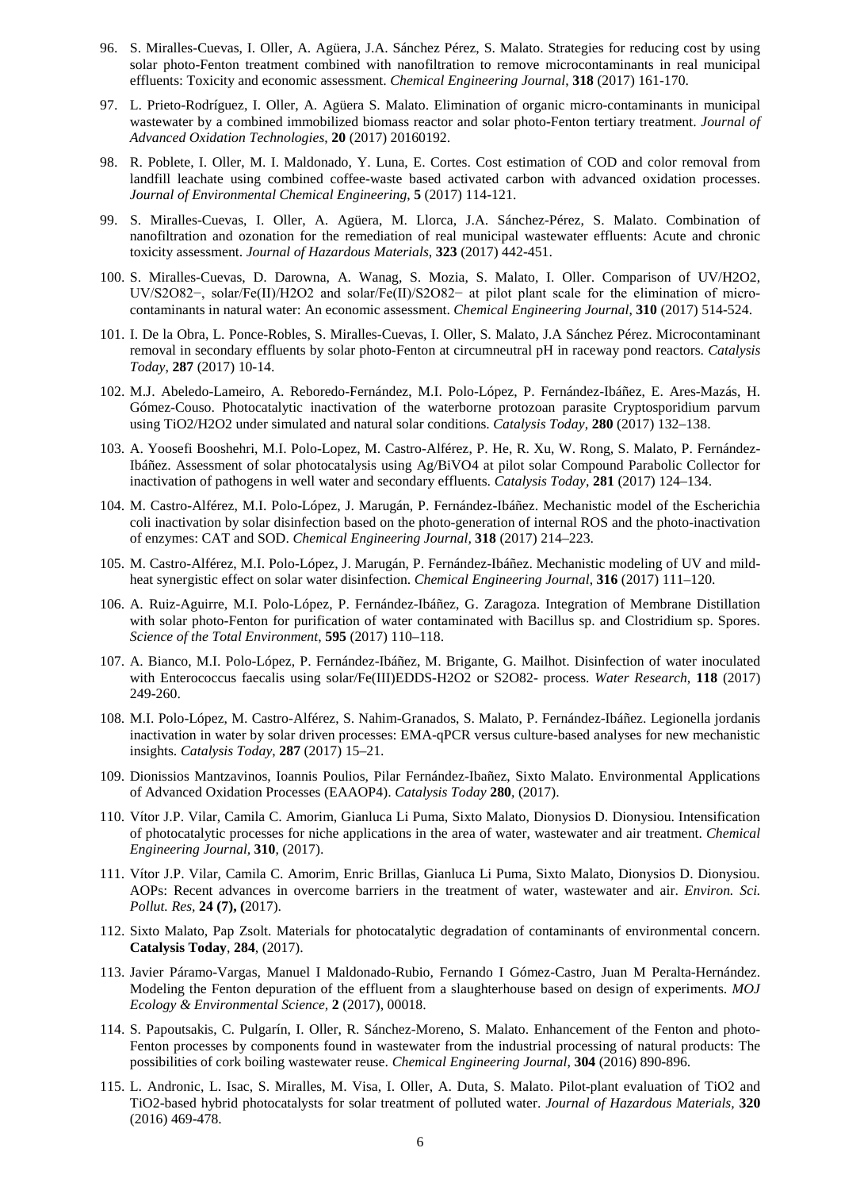96. S. Miralles-Cuevas, I. Oller, A. Agüera, J.A. Sánchez Pérez, S. Malato. Strategies for reducing cost by using solar photo-Fenton treatment combined with nanofiltration to remove microcontaminants in real municipal effluents: Toxicity and economic assessment. *Chemical Engineering Journal*, **318** (2017) 161-170.

97. L. Prieto-Rodríguez, I. Oller, A. Agüera S. Malato. Elimination of organic micro-contaminants in municipal wastewater by a combined immobilized biomass reactor and solar photo-Fenton tertiary treatment. *Journal of Advanced Oxidation Technologies*, **20** (2017) 20160192.

98. R. Poblete, I. Oller, M. I. Maldonado, Y. Luna, E. Cortes. Cost estimation of COD and color removal from landfill leachate using combined coffee-waste based activated carbon with advanced oxidation processes. *Journal of Environmental Chemical Engineering*, **5** (2017) 114-121.

99. S. Miralles-Cuevas, I. Oller, A. Agüera, M. Llorca, J.A. Sánchez-Pérez, S. Malato. Combination of nanofiltration and ozonation for the remediation of real municipal wastewater effluents: Acute and chronic toxicity assessment. *Journal of Hazardous Materials*, **323** (2017) 442-451.

100. S. Miralles-Cuevas, D. Darowna, A. Wanag, S. Mozia, S. Malato, I. Oller. Comparison of UV/H2O2, UV/S2O82−, solar/Fe(II)/H2O2 and solar/Fe(II)/S2O82− at pilot plant scale for the elimination of micro-contaminants in natural water: An economic assessment. *Chemical Engineering Journal*, **310** (2017) 514-524.

101. I. De la Obra, L. Ponce-Robles, S. Miralles-Cuevas, I. Oller, S. Malato, J.A Sánchez Pérez. Microcontaminant removal in secondary effluents by solar photo-Fenton at circumneutral pH in raceway pond reactors. *Catalysis Today*, **287** (2017) 10-14.

102. M.J. Abeledo-Lameiro, A. Reboredo-Fernández, M.I. Polo-López, P. Fernández-Ibáñez, E. Ares-Mazás, H. Gómez-Couso. Photocatalytic inactivation of the waterborne protozoan parasite Cryptosporidium parvum using TiO2/H2O2 under simulated and natural solar conditions. *Catalysis Today*, **280** (2017) 132–138.

103. A. Yoosefi Booshehri, M.I. Polo-Lopez, M. Castro-Alférez, P. He, R. Xu, W. Rong, S. Malato, P. Fernández-Ibáñez. Assessment of solar photocatalysis using Ag/BiVO4 at pilot solar Compound Parabolic Collector for inactivation of pathogens in well water and secondary effluents. *Catalysis Today*, **281** (2017) 124–134.

104. M. Castro-Alférez, M.I. Polo-López, J. Marugán, P. Fernández-Ibáñez. Mechanistic model of the Escherichia coli inactivation by solar disinfection based on the photo-generation of internal ROS and the photo-inactivation of enzymes: CAT and SOD. *Chemical Engineering Journal*, **318** (2017) 214–223.

105. M. Castro-Alférez, M.I. Polo-López, J. Marugán, P. Fernández-Ibáñez. Mechanistic modeling of UV and mild-heat synergistic effect on solar water disinfection. *Chemical Engineering Journal*, **316** (2017) 111–120.

106. A. Ruiz-Aguirre, M.I. Polo-López, P. Fernández-Ibáñez, G. Zaragoza. Integration of Membrane Distillation with solar photo-Fenton for purification of water contaminated with Bacillus sp. and Clostridium sp. Spores. *Science of the Total Environment*, **595** (2017) 110–118.

107. A. Bianco, M.I. Polo-López, P. Fernández-Ibáñez, M. Brigante, G. Mailhot. Disinfection of water inoculated with Enterococcus faecalis using solar/Fe(III)EDDS-H2O2 or S2O82- process. *Water Research*, **118** (2017) 249-260.

108. M.I. Polo-López, M. Castro-Alférez, S. Nahim-Granados, S. Malato, P. Fernández-Ibáñez. Legionella jordanis inactivation in water by solar driven processes: EMA-qPCR versus culture-based analyses for new mechanistic insights. *Catalysis Today*, **287** (2017) 15–21.

109. Dionissios Mantzavinos, Ioannis Poulios, Pilar Fernández-Ibañez, Sixto Malato. Environmental Applications of Advanced Oxidation Processes (EAAOP4). *Catalysis Today* **280**, (2017).

110. Vítor J.P. Vilar, Camila C. Amorim, Gianluca Li Puma, Sixto Malato, Dionysios D. Dionysiou. Intensification of photocatalytic processes for niche applications in the area of water, wastewater and air treatment. *Chemical Engineering Journal*, **310**, (2017).

111. Vítor J.P. Vilar, Camila C. Amorim, Enric Brillas, Gianluca Li Puma, Sixto Malato, Dionysios D. Dionysiou. AOPs: Recent advances in overcome barriers in the treatment of water, wastewater and air. *Environ. Sci. Pollut. Res*, **24 (7), (**2017).

112. Sixto Malato, Pap Zsolt. Materials for photocatalytic degradation of contaminants of environmental concern. **Catalysis Today**, **284**, (2017).

113. Javier Páramo-Vargas, Manuel I Maldonado-Rubio, Fernando I Gómez-Castro, Juan M Peralta-Hernández. Modeling the Fenton depuration of the effluent from a slaughterhouse based on design of experiments. *MOJ Ecology & Environmental Science*, **2** (2017), 00018.

114. S. Papoutsakis, C. Pulgarín, I. Oller, R. Sánchez-Moreno, S. Malato. Enhancement of the Fenton and photo-Fenton processes by components found in wastewater from the industrial processing of natural products: The possibilities of cork boiling wastewater reuse. *Chemical Engineering Journal*, **304** (2016) 890-896.

115. L. Andronic, L. Isac, S. Miralles, M. Visa, I. Oller, A. Duta, S. Malato. Pilot-plant evaluation of TiO2 and TiO2-based hybrid photocatalysts for solar treatment of polluted water. *Journal of Hazardous Materials*, **320** (2016) 469-478.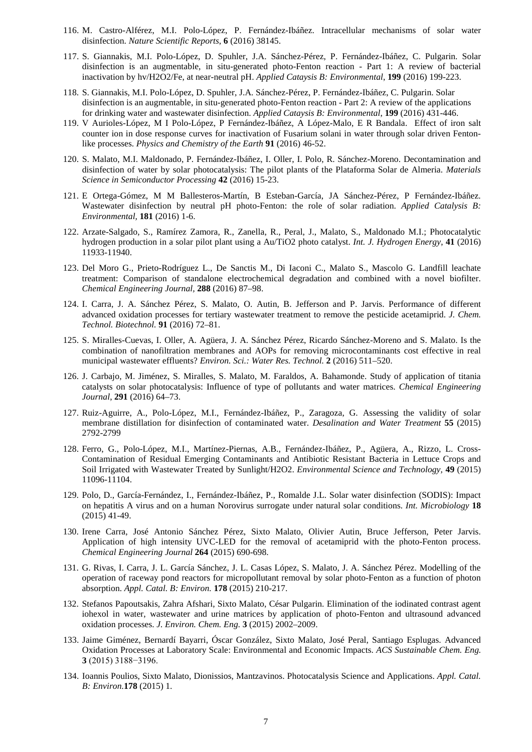116. M. Castro-Alférez, M.I. Polo-López, P. Fernández-Ibáñez. Intracellular mechanisms of solar water disinfection. *Nature Scientific Reports*, **6** (2016) 38145.

117. S. Giannakis, M.I. Polo-López, D. Spuhler, J.A. Sánchez-Pérez, P. Fernández-Ibáñez, C. Pulgarin. Solar disinfection is an augmentable, in situ-generated photo-Fenton reaction - Part 1: A review of bacterial inactivation by hv/H2O2/Fe, at near-neutral pH. *Applied Catalysis B: Environmental*, **199** (2016) 199-223.

118. S. Giannakis, M.I. Polo-López, D. Spuhler, J.A. Sánchez-Pérez, P. Fernández-Ibáñez, C. Pulgarin. Solar disinfection is an augmentable, in situ-generated photo-Fenton reaction - Part 2: A review of the applications for drinking water and wastewater disinfection. *Applied Catalysis B: Environmental*, **199** (2016) 431-446.

119. V Aurioles-López, M I Polo-López, P Fernández-Ibáñez, A López-Malo, E R Bandala. Effect of iron salt counter ion in dose response curves for inactivation of Fusarium solani in water through solar driven Fenton-like processes. *Physics and Chemistry of the Earth* **91** (2016) 46-52.

120. S. Malato, M.I. Maldonado, P. Fernández-Ibáñez, I. Oller, I. Polo, R. Sánchez-Moreno. Decontamination and disinfection of water by solar photocatalysis: The pilot plants of the Plataforma Solar de Almeria. *Materials Science in Semiconductor Processing* **42** (2016) 15-23.

121. E Ortega-Gómez, M M Ballesteros-Martín, B Esteban-García, JA Sánchez-Pérez, P Fernández-Ibáñez. Wastewater disinfection by neutral pH photo-Fenton: the role of solar radiation. *Applied Catalysis B: Environmental*, **181** (2016) 1-6.

122. Arzate-Salgado, S., Ramírez Zamora, R., Zanella, R., Peral, J., Malato, S., Maldonado M.I.; Photocatalytic hydrogen production in a solar pilot plant using a Au/TiO2 photo catalyst. *Int. J. Hydrogen Energy*, **41** (2016) 11933-11940.

123. Del Moro G., Prieto-Rodríguez L., De Sanctis M., Di Iaconi C., Malato S., Mascolo G. Landfill leachate treatment: Comparison of standalone electrochemical degradation and combined with a novel biofilter. *Chemical Engineering Journal*, **288** (2016) 87–98.

124. I. Carra, J. A. Sánchez Pérez, S. Malato, O. Autin, B. Jefferson and P. Jarvis. Performance of different advanced oxidation processes for tertiary wastewater treatment to remove the pesticide acetamiprid. *J. Chem. Technol. Biotechnol.* **91** (2016) 72–81.

125. S. Miralles-Cuevas, I. Oller, A. Agüera, J. A. Sánchez Pérez, Ricardo Sánchez-Moreno and S. Malato. Is the combination of nanofiltration membranes and AOPs for removing microcontaminants cost effective in real municipal wastewater effluents? *Environ. Sci.: Water Res. Technol.* **2** (2016) 511–520.

126. J. Carbajo, M. Jiménez, S. Miralles, S. Malato, M. Faraldos, A. Bahamonde. Study of application of titania catalysts on solar photocatalysis: Influence of type of pollutants and water matrices. *Chemical Engineering Journal*, **291** (2016) 64–73.

127. Ruiz-Aguirre, A., Polo-López, M.I., Fernández-Ibáñez, P., Zaragoza, G. Assessing the validity of solar membrane distillation for disinfection of contaminated water. *Desalination and Water Treatment* **55** (2015) 2792-2799

128. Ferro, G., Polo-López, M.I., Martínez-Piernas, A.B., Fernández-Ibáñez, P., Agüera, A., Rizzo, L. Cross-Contamination of Residual Emerging Contaminants and Antibiotic Resistant Bacteria in Lettuce Crops and Soil Irrigated with Wastewater Treated by Sunlight/H2O2. *Environmental Science and Technology*, **49** (2015) 11096-11104.

129. Polo, D., García-Fernández, I., Fernández-Ibáñez, P., Romalde J.L. Solar water disinfection (SODIS): Impact on hepatitis A virus and on a human Norovirus surrogate under natural solar conditions. *Int. Microbiology* **18** (2015) 41-49.

130. Irene Carra, José Antonio Sánchez Pérez, Sixto Malato, Olivier Autin, Bruce Jefferson, Peter Jarvis. Application of high intensity UVC-LED for the removal of acetamiprid with the photo-Fenton process. *Chemical Engineering Journal* **264** (2015) 690-698.

131. G. Rivas, I. Carra, J. L. García Sánchez, J. L. Casas López, S. Malato, J. A. Sánchez Pérez. Modelling of the operation of raceway pond reactors for micropollutant removal by solar photo-Fenton as a function of photon absorption. *Appl. Catal. B: Environ.* **178** (2015) 210-217.

132. Stefanos Papoutsakis, Zahra Afshari, Sixto Malato, César Pulgarin. Elimination of the iodinated contrast agent iohexol in water, wastewater and urine matrices by application of photo-Fenton and ultrasound advanced oxidation processes. *J. Environ. Chem. Eng.* **3** (2015) 2002–2009.

133. Jaime Giménez, Bernardí Bayarri, Óscar González, Sixto Malato, José Peral, Santiago Esplugas. Advanced Oxidation Processes at Laboratory Scale: Environmental and Economic Impacts. *ACS Sustainable Chem. Eng.* **3** (2015) 3188−3196.

134. Ioannis Poulios, Sixto Malato, Dionissios, Mantzavinos. Photocatalysis Science and Applications. *Appl. Catal. B: Environ.***178** (2015) 1.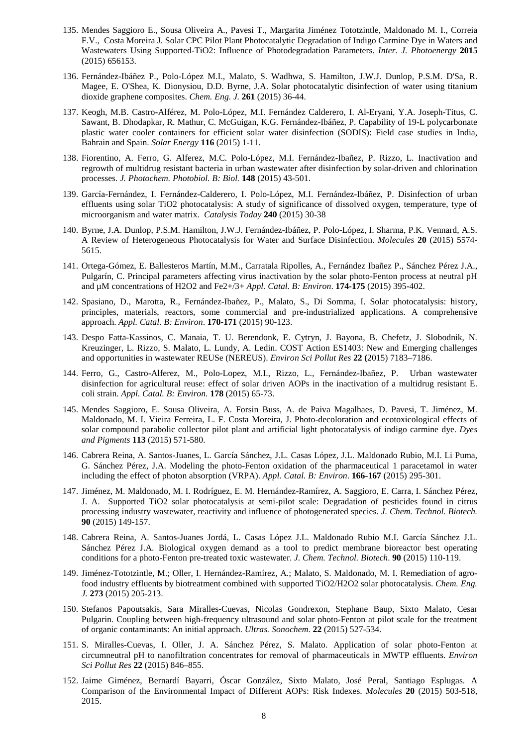135. Mendes Saggioro E., Sousa Oliveira A., Pavesi T., Margarita Jiménez Tototzintle, Maldonado M. I., Correia F.V., Costa Moreira J. Solar CPC Pilot Plant Photocatalytic Degradation of Indigo Carmine Dye in Waters and Wastewaters Using Supported-TiO2: Influence of Photodegradation Parameters. *Inter. J. Photoenergy* **2015** (2015) 656153.

136. Fernández-Ibáñez P., Polo-López M.I., Malato, S. Wadhwa, S. Hamilton, J.W.J. Dunlop, P.S.M. D'Sa, R. Magee, E. O'Shea, K. Dionysiou, D.D. Byrne, J.A. Solar photocatalytic disinfection of water using titanium dioxide graphene composites. *Chem. Eng. J.* **261** (2015) 36-44.

137. Keogh, M.B. Castro-Alférez, M. Polo-López, M.I. Fernández Calderero, I. Al-Eryani, Y.A. Joseph-Titus, C. Sawant, B. Dhodapkar, R. Mathur, C. McGuigan, K.G. Fernández-Ibáñez, P. Capability of 19-L polycarbonate plastic water cooler containers for efficient solar water disinfection (SODIS): Field case studies in India, Bahrain and Spain. *Solar Energy* **116** (2015) 1-11.

138. Fiorentino, A. Ferro, G. Alferez, M.C. Polo-López, M.I. Fernández-Ibañez, P. Rizzo, L. Inactivation and regrowth of multidrug resistant bacteria in urban wastewater after disinfection by solar-driven and chlorination processes. *J. Photochem. Photobiol. B: Biol.* **148** (2015) 43-501.

139. García-Fernández, I. Fernández-Calderero, I. Polo-López, M.I. Fernández-Ibáñez, P. Disinfection of urban effluents using solar TiO2 photocatalysis: A study of significance of dissolved oxygen, temperature, type of microorganism and water matrix. *Catalysis Today* **240** (2015) 30-38

140. Byrne, J.A. Dunlop, P.S.M. Hamilton, J.W.J. Fernández-Ibáñez, P. Polo-López, I. Sharma, P.K. Vennard, A.S. A Review of Heterogeneous Photocatalysis for Water and Surface Disinfection. *Molecules* **20** (2015) 5574-5615.

141. Ortega-Gómez, E. Ballesteros Martín, M.M., Carratala Ripolles, A., Fernández Ibañez P., Sánchez Pérez J.A., Pulgarín, C. Principal parameters affecting virus inactivation by the solar photo-Fenton process at neutral pH and μM concentrations of H2O2 and Fe2+/3+ *Appl. Catal. B: Environ*. **174-175** (2015) 395-402.

142. Spasiano, D., Marotta, R., Fernández-Ibañez, P., Malato, S., Di Somma, I. Solar photocatalysis: history, principles, materials, reactors, some commercial and pre-industrialized applications. A comprehensive approach. *Appl. Catal. B: Environ*. **170-171** (2015) 90-123.

143. Despo Fatta-Kassinos, C. Manaia, T. U. Berendonk, E. Cytryn, J. Bayona, B. Chefetz, J. Slobodnik, N. Kreuzinger, L. Rizzo, S. Malato, L. Lundy, A. Ledin. COST Action ES1403: New and Emerging challenges and opportunities in wastewater REUSe (NEREUS). *Environ Sci Pollut Res* **22 (**2015) 7183–7186.

144. Ferro, G., Castro-Alferez, M., Polo-Lopez, M.I., Rizzo, L., Fernández-Ibañez, P. Urban wastewater disinfection for agricultural reuse: effect of solar driven AOPs in the inactivation of a multidrug resistant E. coli strain. *Appl. Catal. B: Environ.* **178** (2015) 65-73.

145. Mendes Saggioro, E. Sousa Oliveira, A. Forsin Buss, A. de Paiva Magalhaes, D. Pavesi, T. Jiménez, M. Maldonado, M. I. Vieira Ferreira, L. F. Costa Moreira, J. Photo-decoloration and ecotoxicological effects of solar compound parabolic collector pilot plant and artificial light photocatalysis of indigo carmine dye. *Dyes and Pigments* **113** (2015) 571-580.

146. Cabrera Reina, A. Santos-Juanes, L. García Sánchez, J.L. Casas López, J.L. Maldonado Rubio, M.I. Li Puma, G. Sánchez Pérez, J.A. Modeling the photo-Fenton oxidation of the pharmaceutical 1 paracetamol in water including the effect of photon absorption (VRPA). *Appl. Catal. B: Environ*. **166-167** (2015) 295-301.

147. Jiménez, M. Maldonado, M. I. Rodríguez, E. M. Hernández-Ramírez, A. Saggioro, E. Carra, I. Sánchez Pérez, J. A. Supported TiO2 solar photocatalysis at semi-pilot scale: Degradation of pesticides found in citrus processing industry wastewater, reactivity and influence of photogenerated species. *J. Chem. Technol. Biotech.* **90** (2015) 149-157.

148. Cabrera Reina, A. Santos-Juanes Jordá, L. Casas López J.L. Maldonado Rubio M.I. García Sánchez J.L. Sánchez Pérez J.A. Biological oxygen demand as a tool to predict membrane bioreactor best operating conditions for a photo-Fenton pre-treated toxic wastewater. *J. Chem. Technol. Biotech*. **90** (2015) 110-119.

149. Jiménez-Tototzintle, M.; Oller, I. Hernández-Ramírez, A.; Malato, S. Maldonado, M. I. Remediation of agro-food industry effluents by biotreatment combined with supported TiO2/H2O2 solar photocatalysis. *Chem. Eng. J.* **273** (2015) 205-213.

150. Stefanos Papoutsakis, Sara Miralles-Cuevas, Nicolas Gondrexon, Stephane Baup, Sixto Malato, Cesar Pulgarin. Coupling between high-frequency ultrasound and solar photo-Fenton at pilot scale for the treatment of organic contaminants: An initial approach. *Ultras. Sonochem.* **22** (2015) 527-534.

151. S. Miralles-Cuevas, I. Oller, J. A. Sánchez Pérez, S. Malato. Application of solar photo-Fenton at circumneutral pH to nanofiltration concentrates for removal of pharmaceuticals in MWTP effluents. *Environ Sci Pollut Res* **22** (2015) 846–855.

152. Jaime Giménez, Bernardí Bayarri, Óscar González, Sixto Malato, José Peral, Santiago Esplugas. A Comparison of the Environmental Impact of Different AOPs: Risk Indexes. *Molecules* **20** (2015) 503-518, 2015.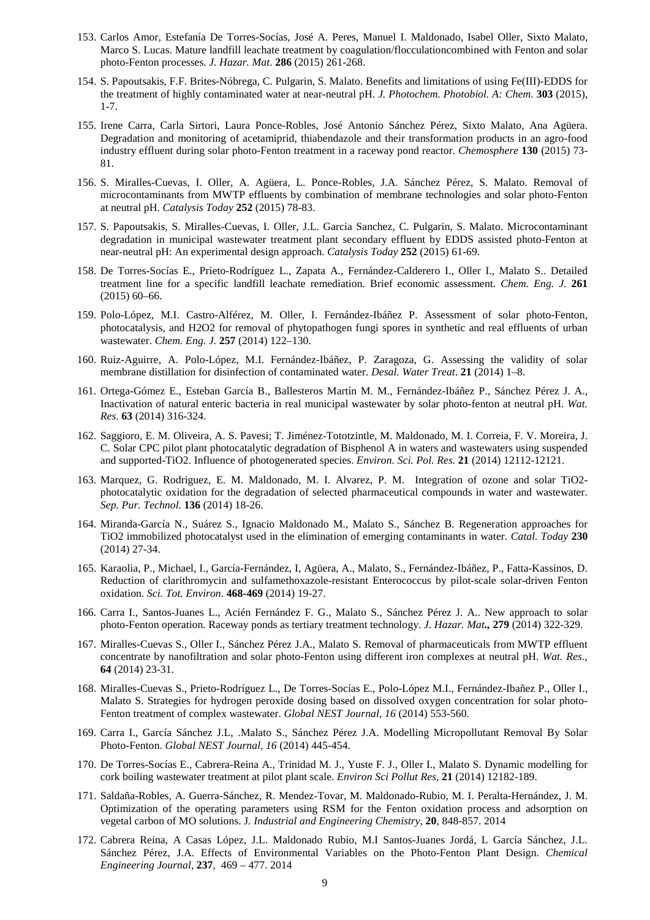153. Carlos Amor, Estefanía De Torres-Socías, José A. Peres, Manuel I. Maldonado, Isabel Oller, Sixto Malato, Marco S. Lucas. Mature landfill leachate treatment by coagulation/flocculationcombined with Fenton and solar photo-Fenton processes. *J. Hazar. Mat*. **286** (2015) 261-268.

154. S. Papoutsakis, F.F. Brites-Nóbrega, C. Pulgarin, S. Malato. Benefits and limitations of using Fe(III)-EDDS for the treatment of highly contaminated water at near-neutral pH. *J. Photochem. Photobiol. A: Chem.* **303** (2015), 1-7.

155. Irene Carra, Carla Sirtori, Laura Ponce-Robles, José Antonio Sánchez Pérez, Sixto Malato, Ana Agüera. Degradation and monitoring of acetamiprid, thiabendazole and their transformation products in an agro-food industry effluent during solar photo-Fenton treatment in a raceway pond reactor. *Chemosphere* **130** (2015) 73-81.

156. S. Miralles-Cuevas, I. Oller, A. Agüera, L. Ponce-Robles, J.A. Sánchez Pérez, S. Malato. Removal of microcontaminants from MWTP effluents by combination of membrane technologies and solar photo-Fenton at neutral pH. *Catalysis Today* **252** (2015) 78-83.

157. S. Papoutsakis, S. Miralles-Cuevas, I. Oller, J.L. Garcia Sanchez, C. Pulgarin, S. Malato. Microcontaminant degradation in municipal wastewater treatment plant secondary effluent by EDDS assisted photo-Fenton at near-neutral pH: An experimental design approach. *Catalysis Today* **252** (2015) 61-69.

158. De Torres-Socías E., Prieto-Rodríguez L., Zapata A., Fernández-Calderero I., Oller I., Malato S.. Detailed treatment line for a specific landfill leachate remediation. Brief economic assessment. *Chem. Eng. J.* **261** (2015) 60–66.

159. Polo-López, M.I. Castro-Alférez, M. Oller, I. Fernández-Ibáñez P. Assessment of solar photo-Fenton, photocatalysis, and H2O2 for removal of phytopathogen fungi spores in synthetic and real effluents of urban wastewater. *Chem. Eng. J.* **257** (2014) 122–130.

160. Ruiz-Aguirre, A. Polo-López, M.I. Fernández-Ibáñez, P. Zaragoza, G. Assessing the validity of solar membrane distillation for disinfection of contaminated water. *Desal. Water Treat*. **21** (2014) 1–8.

161. Ortega-Gómez E., Esteban García B., Ballesteros Martín M. M., Fernández-Ibáñez P., Sánchez Pérez J. A., Inactivation of natural enteric bacteria in real municipal wastewater by solar photo-fenton at neutral pH. *Wat. Res*. **63** (2014) 316-324.

162. Saggioro, E. M. Oliveira, A. S. Pavesi; T. Jiménez-Tototzintle, M. Maldonado, M. I. Correia, F. V. Moreira, J. C. Solar CPC pilot plant photocatalytic degradation of Bisphenol A in waters and wastewaters using suspended and supported-TiO2. Influence of photogenerated species. *Environ. Sci. Pol. Res.* **21** (2014) 12112-12121.

163. Marquez, G. Rodriguez, E. M. Maldonado, M. I. Alvarez, P. M. Integration of ozone and solar TiO2-photocatalytic oxidation for the degradation of selected pharmaceutical compounds in water and wastewater. *Sep. Pur. Technol.* **136** (2014) 18-26.

164. Miranda-García N., Suárez S., Ignacio Maldonado M., Malato S., Sánchez B. Regeneration approaches for TiO2 immobilized photocatalyst used in the elimination of emerging contaminants in water. *Catal. Today* **230** (2014) 27-34.

165. Karaolia, P., Michael, I., García-Fernández, I, Agüera, A., Malato, S., Fernández-Ibáñez, P., Fatta-Kassinos, D. Reduction of clarithromycin and sulfamethoxazole-resistant Enterococcus by pilot-scale solar-driven Fenton oxidation. *Sci. Tot. Environ.* **468-469** (2014) 19-27.

166. Carra I., Santos-Juanes L., Acién Fernández F. G., Malato S., Sánchez Pérez J. A.. New approach to solar photo-Fenton operation. Raceway ponds as tertiary treatment technology. *J. Hazar. Mat***.,** **279** (2014) 322-329.

167. Miralles-Cuevas S., Oller I., Sánchez Pérez J.A., Malato S. Removal of pharmaceuticals from MWTP effluent concentrate by nanofiltration and solar photo-Fenton using different iron complexes at neutral pH. *Wat. Res.,* **64** (2014) 23-31.

168. Miralles-Cuevas S., Prieto-Rodríguez L., De Torres-Socías E., Polo-López M.I., Fernández-Ibañez P., Oller I., Malato S. Strategies for hydrogen peroxide dosing based on dissolved oxygen concentration for solar photo-Fenton treatment of complex wastewater. *Global NEST Journal*, *16* (2014) 553-560.

169. Carra I., García Sánchez J.L, .Malato S., Sánchez Pérez J.A. Modelling Micropollutant Removal By Solar Photo-Fenton. *Global NEST Journal, 16* (2014) 445-454.

170. De Torres-Socías E., Cabrera-Reina A., Trinidad M. J., Yuste F. J., Oller I., Malato S. Dynamic modelling for cork boiling wastewater treatment at pilot plant scale. *Environ Sci Pollut Res,* **21** (2014) 12182-189.

171. Saldaña-Robles, A. Guerra-Sánchez, R. Mendez-Tovar, M. Maldonado-Rubio, M. I. Peralta-Hernández, J. M. Optimization of the operating parameters using RSM for the Fenton oxidation process and adsorption on vegetal carbon of MO solutions. J. *Industrial and Engineering Chemistry*, **20**, 848-857. 2014

172. Cabrera Reina, A Casas López, J.L. Maldonado Rubio, M.I Santos-Juanes Jordá, L García Sánchez, J.L. Sánchez Pérez, J.A. Effects of Environmental Variables on the Photo-Fenton Plant Design. *Chemical Engineering Journal*, **237**, 469 – 477. 2014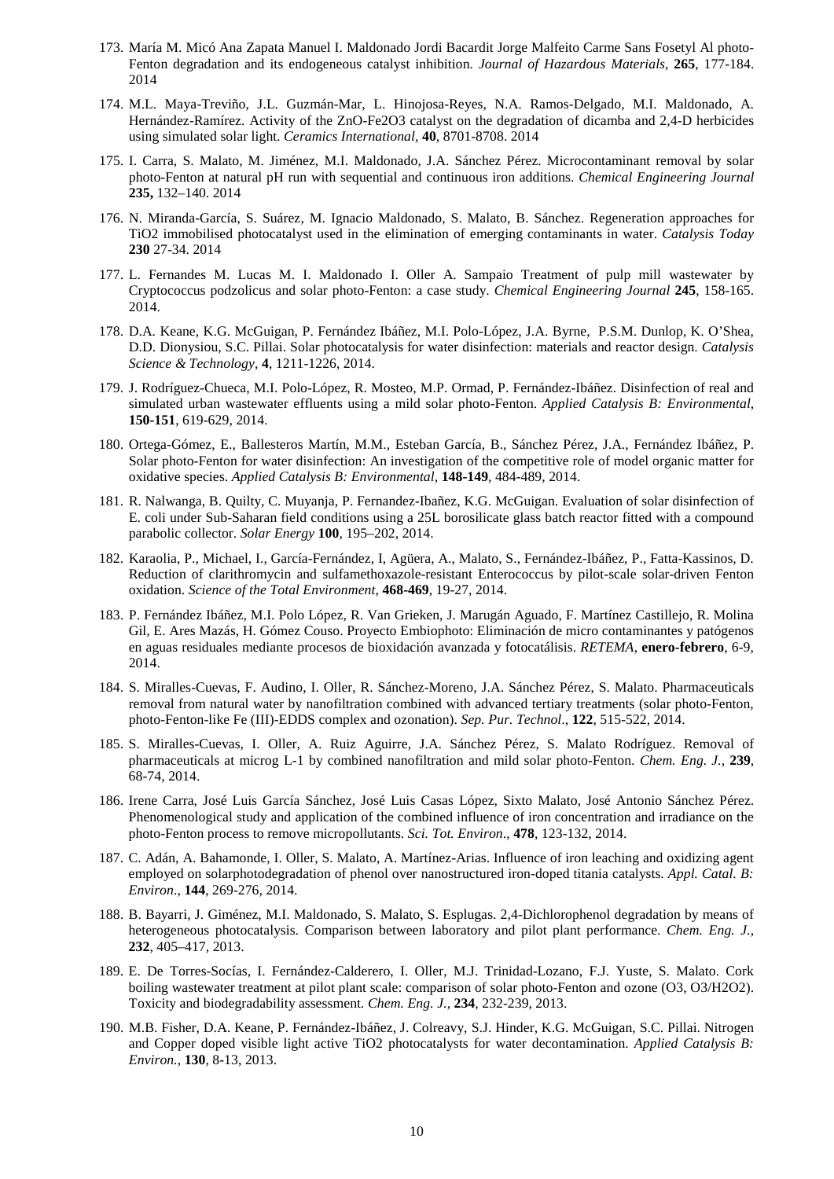173. María M. Micó Ana Zapata Manuel I. Maldonado Jordi Bacardit Jorge Malfeito Carme Sans Fosetyl Al photo-Fenton degradation and its endogeneous catalyst inhibition. *Journal of Hazardous Materials*, **265**, 177-184. 2014

174. M.L. Maya-Treviño, J.L. Guzmán-Mar, L. Hinojosa-Reyes, N.A. Ramos-Delgado, M.I. Maldonado, A. Hernández-Ramírez. Activity of the ZnO-Fe2O3 catalyst on the degradation of dicamba and 2,4-D herbicides using simulated solar light. *Ceramics International*, **40**, 8701-8708. 2014

175. I. Carra, S. Malato, M. Jiménez, M.I. Maldonado, J.A. Sánchez Pérez. Microcontaminant removal by solar photo-Fenton at natural pH run with sequential and continuous iron additions. *Chemical Engineering Journal* **235,** 132–140. 2014

176. N. Miranda-García, S. Suárez, M. Ignacio Maldonado, S. Malato, B. Sánchez. Regeneration approaches for TiO2 immobilised photocatalyst used in the elimination of emerging contaminants in water. *Catalysis Today* **230** 27-34. 2014

177. L. Fernandes M. Lucas M. I. Maldonado I. Oller A. Sampaio Treatment of pulp mill wastewater by Cryptococcus podzolicus and solar photo-Fenton: a case study. *Chemical Engineering Journal* **245**, 158-165. 2014.

178. D.A. Keane, K.G. McGuigan, P. Fernández Ibáñez, M.I. Polo-López, J.A. Byrne, P.S.M. Dunlop, K. O'Shea, D.D. Dionysiou, S.C. Pillai. Solar photocatalysis for water disinfection: materials and reactor design. *Catalysis Science & Technology*, **4**, 1211-1226, 2014.

179. J. Rodríguez-Chueca, M.I. Polo-López, R. Mosteo, M.P. Ormad, P. Fernández-Ibáñez. Disinfection of real and simulated urban wastewater effluents using a mild solar photo-Fenton. *Applied Catalysis B: Environmental*, **150-151**, 619-629, 2014.

180. Ortega-Gómez, E., Ballesteros Martín, M.M., Esteban García, B., Sánchez Pérez, J.A., Fernández Ibáñez, P. Solar photo-Fenton for water disinfection: An investigation of the competitive role of model organic matter for oxidative species. *Applied Catalysis B: Environmental*, **148-149**, 484-489, 2014.

181. R. Nalwanga, B. Quilty, C. Muyanja, P. Fernandez-Ibañez, K.G. McGuigan. Evaluation of solar disinfection of E. coli under Sub-Saharan field conditions using a 25L borosilicate glass batch reactor fitted with a compound parabolic collector. *Solar Energy* **100**, 195–202, 2014.

182. Karaolia, P., Michael, I., García-Fernández, I, Agüera, A., Malato, S., Fernández-Ibáñez, P., Fatta-Kassinos, D. Reduction of clarithromycin and sulfamethoxazole-resistant Enterococcus by pilot-scale solar-driven Fenton oxidation. *Science of the Total Environment*, **468-469**, 19-27, 2014.

183. P. Fernández Ibáñez, M.I. Polo López, R. Van Grieken, J. Marugán Aguado, F. Martínez Castillejo, R. Molina Gil, E. Ares Mazás, H. Gómez Couso. Proyecto Embiophoto: Eliminación de micro contaminantes y patógenos en aguas residuales mediante procesos de bioxidación avanzada y fotocatálisis. *RETEMA*, **enero-febrero**, 6-9, 2014.

184. S. Miralles-Cuevas, F. Audino, I. Oller, R. Sánchez-Moreno, J.A. Sánchez Pérez, S. Malato. Pharmaceuticals removal from natural water by nanofiltration combined with advanced tertiary treatments (solar photo-Fenton, photo-Fenton-like Fe (III)-EDDS complex and ozonation). *Sep. Pur. Technol*., **122**, 515-522, 2014.

185. S. Miralles-Cuevas, I. Oller, A. Ruiz Aguirre, J.A. Sánchez Pérez, S. Malato Rodríguez. Removal of pharmaceuticals at microg L-1 by combined nanofiltration and mild solar photo-Fenton. *Chem. Eng. J.*, **239**, 68-74, 2014.

186. Irene Carra, José Luis García Sánchez, José Luis Casas López, Sixto Malato, José Antonio Sánchez Pérez. Phenomenological study and application of the combined influence of iron concentration and irradiance on the photo-Fenton process to remove micropollutants. *Sci. Tot. Environ*., **478**, 123-132, 2014.

187. C. Adán, A. Bahamonde, I. Oller, S. Malato, A. Martínez-Arias. Influence of iron leaching and oxidizing agent employed on solarphotodegradation of phenol over nanostructured iron-doped titania catalysts. *Appl. Catal. B: Environ*., **144**, 269-276, 2014.

188. B. Bayarri, J. Giménez, M.I. Maldonado, S. Malato, S. Esplugas. 2,4-Dichlorophenol degradation by means of heterogeneous photocatalysis. Comparison between laboratory and pilot plant performance. *Chem. Eng. J.*, **232**, 405–417, 2013.

189. E. De Torres-Socías, I. Fernández-Calderero, I. Oller, M.J. Trinidad-Lozano, F.J. Yuste, S. Malato. Cork boiling wastewater treatment at pilot plant scale: comparison of solar photo-Fenton and ozone (O3, O3/H2O2). Toxicity and biodegradability assessment. *Chem. Eng. J.*, **234**, 232-239, 2013.

190. M.B. Fisher, D.A. Keane, P. Fernández-Ibáñez, J. Colreavy, S.J. Hinder, K.G. McGuigan, S.C. Pillai. Nitrogen and Copper doped visible light active TiO2 photocatalysts for water decontamination. *Applied Catalysis B: Environ.*, **130**, 8-13, 2013.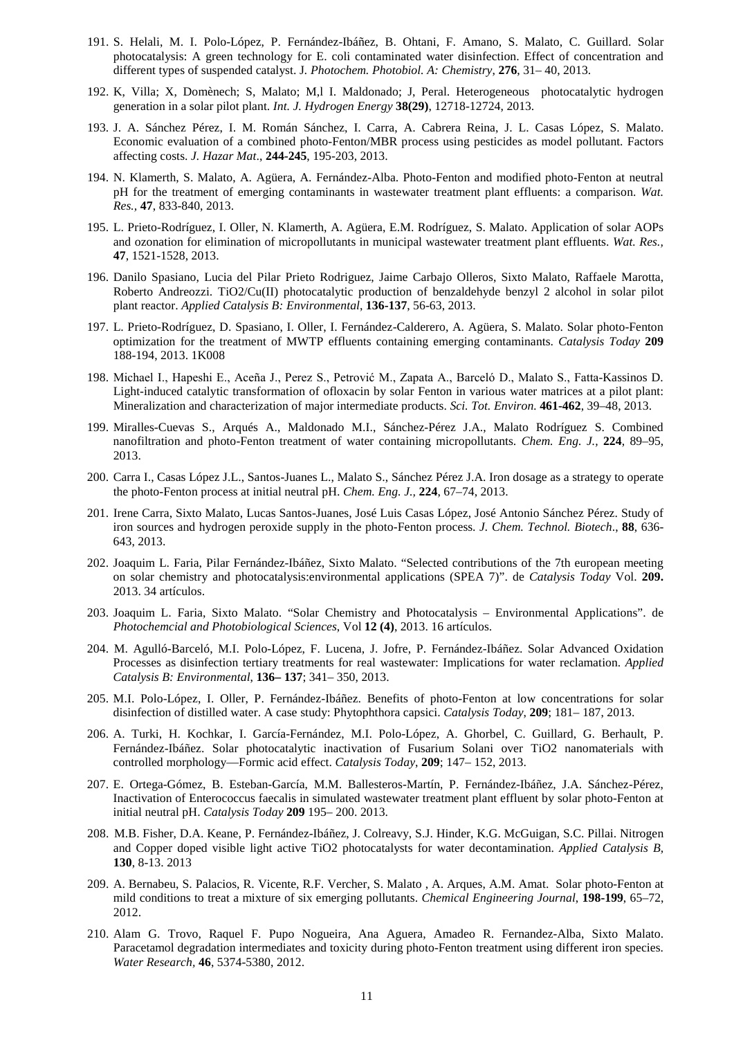191. S. Helali, M. I. Polo-López, P. Fernández-Ibáñez, B. Ohtani, F. Amano, S. Malato, C. Guillard. Solar photocatalysis: A green technology for E. coli contaminated water disinfection. Effect of concentration and different types of suspended catalyst. J. *Photochem. Photobiol. A: Chemistry*, **276**, 31– 40, 2013.

192. K, Villa; X, Domènech; S, Malato; M,l I. Maldonado; J, Peral. Heterogeneous photocatalytic hydrogen generation in a solar pilot plant. *Int. J. Hydrogen Energy* **38(29)**, 12718-12724, 2013.

193. J. A. Sánchez Pérez, I. M. Román Sánchez, I. Carra, A. Cabrera Reina, J. L. Casas López, S. Malato. Economic evaluation of a combined photo-Fenton/MBR process using pesticides as model pollutant. Factors affecting costs. *J. Hazar Mat*., **244-245**, 195-203, 2013.

194. N. Klamerth, S. Malato, A. Agüera, A. Fernández-Alba. Photo-Fenton and modified photo-Fenton at neutral pH for the treatment of emerging contaminants in wastewater treatment plant effluents: a comparison. *Wat. Res.*, **47**, 833-840, 2013.

195. L. Prieto-Rodríguez, I. Oller, N. Klamerth, A. Agüera, E.M. Rodríguez, S. Malato. Application of solar AOPs and ozonation for elimination of micropollutants in municipal wastewater treatment plant effluents. *Wat. Res.*, **47**, 1521-1528, 2013.

196. Danilo Spasiano, Lucia del Pilar Prieto Rodriguez, Jaime Carbajo Olleros, Sixto Malato, Raffaele Marotta, Roberto Andreozzi. TiO2/Cu(II) photocatalytic production of benzaldehyde benzyl 2 alcohol in solar pilot plant reactor. *Applied Catalysis B: Environmental*, **136-137**, 56-63, 2013.

197. L. Prieto-Rodríguez, D. Spasiano, I. Oller, I. Fernández-Calderero, A. Agüera, S. Malato. Solar photo-Fenton optimization for the treatment of MWTP effluents containing emerging contaminants. *Catalysis Today* **209** 188-194, 2013. 1K008

198. Michael I., Hapeshi E., Aceña J., Perez S., Petrović M., Zapata A., Barceló D., Malato S., Fatta-Kassinos D. Light-induced catalytic transformation of ofloxacin by solar Fenton in various water matrices at a pilot plant: Mineralization and characterization of major intermediate products. *Sci. Tot. Environ.* **461-462**, 39–48, 2013.

199. Miralles-Cuevas S., Arqués A., Maldonado M.I., Sánchez-Pérez J.A., Malato Rodríguez S. Combined nanofiltration and photo-Fenton treatment of water containing micropollutants. *Chem. Eng. J.*, **224**, 89–95, 2013.

200. Carra I., Casas López J.L., Santos-Juanes L., Malato S., Sánchez Pérez J.A. Iron dosage as a strategy to operate the photo-Fenton process at initial neutral pH. *Chem. Eng. J.*, **224**, 67–74, 2013.

201. Irene Carra, Sixto Malato, Lucas Santos-Juanes, José Luis Casas López, José Antonio Sánchez Pérez. Study of iron sources and hydrogen peroxide supply in the photo-Fenton process. *J. Chem. Technol. Biotech*., **88**, 636-643, 2013.

202. Joaquim L. Faria, Pilar Fernández-Ibáñez, Sixto Malato. "Selected contributions of the 7th european meeting on solar chemistry and photocatalysis:environmental applications (SPEA 7)". de *Catalysis Today* Vol. **209.** 2013. 34 artículos.

203. Joaquim L. Faria, Sixto Malato. "Solar Chemistry and Photocatalysis – Environmental Applications". de *Photochemcial and Photobiological Sciences*, Vol **12 (4)**, 2013. 16 artículos.

204. M. Agulló-Barceló, M.I. Polo-López, F. Lucena, J. Jofre, P. Fernández-Ibáñez. Solar Advanced Oxidation Processes as disinfection tertiary treatments for real wastewater: Implications for water reclamation. *Applied Catalysis B: Environmental*, **136– 137**; 341– 350, 2013.

205. M.I. Polo-López, I. Oller, P. Fernández-Ibáñez. Benefits of photo-Fenton at low concentrations for solar disinfection of distilled water. A case study: Phytophthora capsici. *Catalysis Today*, **209**; 181– 187, 2013.

206. A. Turki, H. Kochkar, I. García-Fernández, M.I. Polo-López, A. Ghorbel, C. Guillard, G. Berhault, P. Fernández-Ibáñez. Solar photocatalytic inactivation of Fusarium Solani over TiO2 nanomaterials with controlled morphology—Formic acid effect. *Catalysis Today*, **209**; 147– 152, 2013.

207. E. Ortega-Gómez, B. Esteban-García, M.M. Ballesteros-Martín, P. Fernández-Ibáñez, J.A. Sánchez-Pérez, Inactivation of Enterococcus faecalis in simulated wastewater treatment plant effluent by solar photo-Fenton at initial neutral pH. *Catalysis Today* **209** 195– 200. 2013.

208. M.B. Fisher, D.A. Keane, P. Fernández-Ibáñez, J. Colreavy, S.J. Hinder, K.G. McGuigan, S.C. Pillai. Nitrogen and Copper doped visible light active TiO2 photocatalysts for water decontamination. *Applied Catalysis B*, **130**, 8-13. 2013

209. A. Bernabeu, S. Palacios, R. Vicente, R.F. Vercher, S. Malato , A. Arques, A.M. Amat. Solar photo-Fenton at mild conditions to treat a mixture of six emerging pollutants. *Chemical Engineering Journal*, **198-199**, 65–72, 2012.

210. Alam G. Trovo, Raquel F. Pupo Nogueira, Ana Aguera, Amadeo R. Fernandez-Alba, Sixto Malato. Paracetamol degradation intermediates and toxicity during photo-Fenton treatment using different iron species. *Water Research*, **46**, 5374-5380, 2012.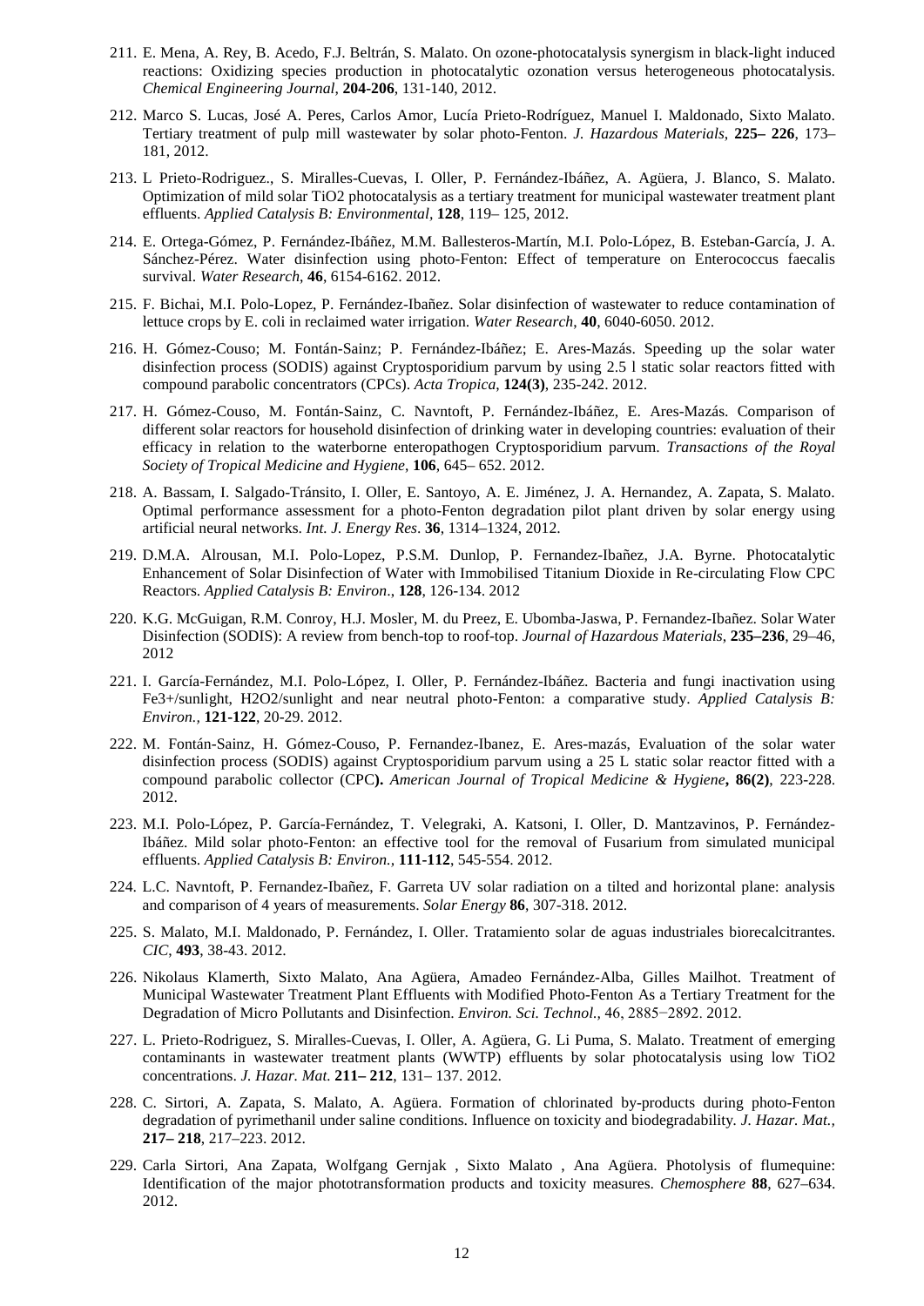211. E. Mena, A. Rey, B. Acedo, F.J. Beltrán, S. Malato. On ozone-photocatalysis synergism in black-light induced reactions: Oxidizing species production in photocatalytic ozonation versus heterogeneous photocatalysis. *Chemical Engineering Journal*, **204-206**, 131-140, 2012.

212. Marco S. Lucas, José A. Peres, Carlos Amor, Lucía Prieto-Rodríguez, Manuel I. Maldonado, Sixto Malato. Tertiary treatment of pulp mill wastewater by solar photo-Fenton. *J. Hazardous Materials*, **225– 226**, 173–181, 2012.

213. L Prieto-Rodriguez., S. Miralles-Cuevas, I. Oller, P. Fernández-Ibáñez, A. Agüera, J. Blanco, S. Malato. Optimization of mild solar TiO2 photocatalysis as a tertiary treatment for municipal wastewater treatment plant effluents. *Applied Catalysis B: Environmental*, **128**, 119– 125, 2012.

214. E. Ortega-Gómez, P. Fernández-Ibáñez, M.M. Ballesteros-Martín, M.I. Polo-López, B. Esteban-García, J. A. Sánchez-Pérez. Water disinfection using photo-Fenton: Effect of temperature on Enterococcus faecalis survival. *Water Research*, **46**, 6154-6162. 2012.

215. F. Bichai, M.I. Polo-Lopez, P. Fernández-Ibañez. Solar disinfection of wastewater to reduce contamination of lettuce crops by E. coli in reclaimed water irrigation. *Water Research*, **40**, 6040-6050. 2012.

216. H. Gómez-Couso; M. Fontán-Sainz; P. Fernández-Ibáñez; E. Ares-Mazás. Speeding up the solar water disinfection process (SODIS) against Cryptosporidium parvum by using 2.5 l static solar reactors fitted with compound parabolic concentrators (CPCs). *Acta Tropica*, **124(3)**, 235-242. 2012.

217. H. Gómez-Couso, M. Fontán-Sainz, C. Navntoft, P. Fernández-Ibáñez, E. Ares-Mazás. Comparison of different solar reactors for household disinfection of drinking water in developing countries: evaluation of their efficacy in relation to the waterborne enteropathogen Cryptosporidium parvum. *Transactions of the Royal Society of Tropical Medicine and Hygiene*, **106**, 645– 652. 2012.

218. A. Bassam, I. Salgado-Tránsito, I. Oller, E. Santoyo, A. E. Jiménez, J. A. Hernandez, A. Zapata, S. Malato. Optimal performance assessment for a photo-Fenton degradation pilot plant driven by solar energy using artificial neural networks. *Int. J. Energy Res*. **36**, 1314–1324, 2012.

219. D.M.A. Alrousan, M.I. Polo-Lopez, P.S.M. Dunlop, P. Fernandez-Ibañez, J.A. Byrne. Photocatalytic Enhancement of Solar Disinfection of Water with Immobilised Titanium Dioxide in Re-circulating Flow CPC Reactors. *Applied Catalysis B: Environ*., **128**, 126-134. 2012

220. K.G. McGuigan, R.M. Conroy, H.J. Mosler, M. du Preez, E. Ubomba-Jaswa, P. Fernandez-Ibañez. Solar Water Disinfection (SODIS): A review from bench-top to roof-top. *Journal of Hazardous Materials*, **235–236**, 29–46, 2012

221. I. García-Fernández, M.I. Polo-López, I. Oller, P. Fernández-Ibáñez. Bacteria and fungi inactivation using Fe3+/sunlight, H2O2/sunlight and near neutral photo-Fenton: a comparative study. *Applied Catalysis B: Environ.,* **121-122**, 20-29. 2012.

222. M. Fontán-Sainz, H. Gómez-Couso, P. Fernandez-Ibanez, E. Ares-mazás, Evaluation of the solar water disinfection process (SODIS) against Cryptosporidium parvum using a 25 L static solar reactor fitted with a compound parabolic collector (CPC**).** *American Journal of Tropical Medicine & Hygiene***, 86(2)**, 223-228. 2012.

223. M.I. Polo-López, P. García-Fernández, T. Velegraki, A. Katsoni, I. Oller, D. Mantzavinos, P. Fernández-Ibáñez. Mild solar photo-Fenton: an effective tool for the removal of Fusarium from simulated municipal effluents. *Applied Catalysis B: Environ.,* **111-112**, 545-554. 2012.

224. L.C. Navntoft, P. Fernandez-Ibañez, F. Garreta UV solar radiation on a tilted and horizontal plane: analysis and comparison of 4 years of measurements. *Solar Energy* **86**, 307-318. 2012.

225. S. Malato, M.I. Maldonado, P. Fernández, I. Oller. Tratamiento solar de aguas industriales biorecalcitrantes. *CIC*, **493**, 38-43. 2012.

226. Nikolaus Klamerth, Sixto Malato, Ana Agüera, Amadeo Fernández-Alba, Gilles Mailhot. Treatment of Municipal Wastewater Treatment Plant Effluents with Modified Photo-Fenton As a Tertiary Treatment for the Degradation of Micro Pollutants and Disinfection. *Environ. Sci. Technol.,* 46, 2885−2892. 2012.

227. L. Prieto-Rodriguez, S. Miralles-Cuevas, I. Oller, A. Agüera, G. Li Puma, S. Malato. Treatment of emerging contaminants in wastewater treatment plants (WWTP) effluents by solar photocatalysis using low TiO2 concentrations. *J. Hazar. Mat.* **211– 212**, 131– 137. 2012.

228. C. Sirtori, A. Zapata, S. Malato, A. Agüera. Formation of chlorinated by-products during photo-Fenton degradation of pyrimethanil under saline conditions. Influence on toxicity and biodegradability. *J. Hazar. Mat.,* **217– 218**, 217–223. 2012.

229. Carla Sirtori, Ana Zapata, Wolfgang Gernjak , Sixto Malato , Ana Agüera. Photolysis of flumequine: Identification of the major phototransformation products and toxicity measures. *Chemosphere* **88**, 627–634. 2012.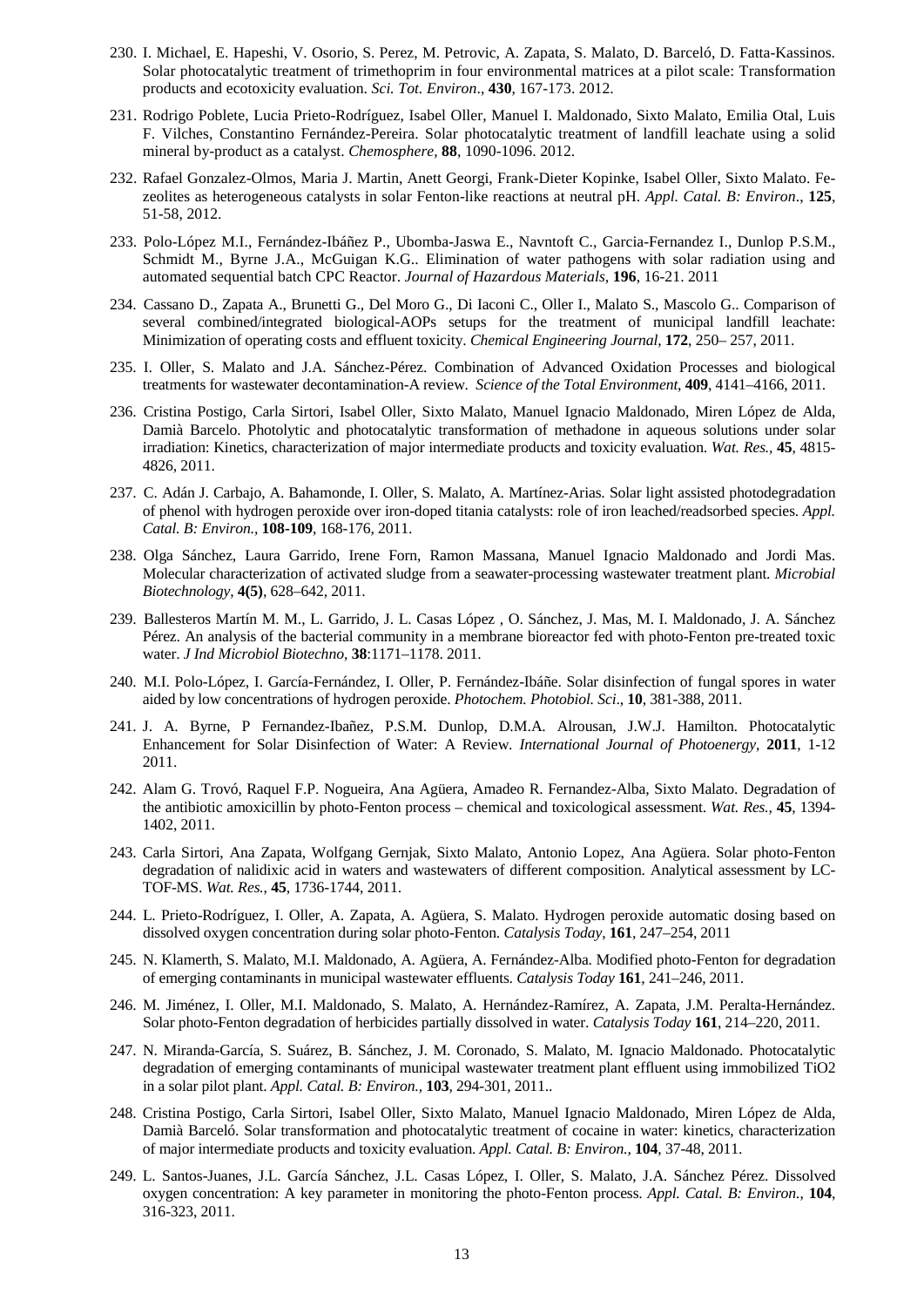230. I. Michael, E. Hapeshi, V. Osorio, S. Perez, M. Petrovic, A. Zapata, S. Malato, D. Barceló, D. Fatta-Kassinos. Solar photocatalytic treatment of trimethoprim in four environmental matrices at a pilot scale: Transformation products and ecotoxicity evaluation. *Sci. Tot. Environ*., **430**, 167-173. 2012.

231. Rodrigo Poblete, Lucia Prieto-Rodríguez, Isabel Oller, Manuel I. Maldonado, Sixto Malato, Emilia Otal, Luis F. Vilches, Constantino Fernández-Pereira. Solar photocatalytic treatment of landfill leachate using a solid mineral by-product as a catalyst. *Chemosphere*, **88**, 1090-1096. 2012.

232. Rafael Gonzalez-Olmos, Maria J. Martin, Anett Georgi, Frank-Dieter Kopinke, Isabel Oller, Sixto Malato. Fe-zeolites as heterogeneous catalysts in solar Fenton-like reactions at neutral pH. *Appl. Catal. B: Environ*., **125**, 51-58, 2012.

233. Polo-López M.I., Fernández-Ibáñez P., Ubomba-Jaswa E., Navntoft C., Garcia-Fernandez I., Dunlop P.S.M., Schmidt M., Byrne J.A., McGuigan K.G.. Elimination of water pathogens with solar radiation using and automated sequential batch CPC Reactor. *Journal of Hazardous Materials*, **196**, 16-21. 2011

234. Cassano D., Zapata A., Brunetti G., Del Moro G., Di Iaconi C., Oller I., Malato S., Mascolo G.. Comparison of several combined/integrated biological-AOPs setups for the treatment of municipal landfill leachate: Minimization of operating costs and effluent toxicity. *Chemical Engineering Journal*, **172**, 250– 257, 2011.

235. I. Oller, S. Malato and J.A. Sánchez-Pérez. Combination of Advanced Oxidation Processes and biological treatments for wastewater decontamination-A review. *Science of the Total Environment*, **409**, 4141–4166, 2011.

236. Cristina Postigo, Carla Sirtori, Isabel Oller, Sixto Malato, Manuel Ignacio Maldonado, Miren López de Alda, Damià Barcelo. Photolytic and photocatalytic transformation of methadone in aqueous solutions under solar irradiation: Kinetics, characterization of major intermediate products and toxicity evaluation. *Wat. Res.*, **45**, 4815-4826, 2011.

237. C. Adán J. Carbajo, A. Bahamonde, I. Oller, S. Malato, A. Martínez-Arias. Solar light assisted photodegradation of phenol with hydrogen peroxide over iron-doped titania catalysts: role of iron leached/readsorbed species. *Appl. Catal. B: Environ.*, **108-109**, 168-176, 2011.

238. Olga Sánchez, Laura Garrido, Irene Forn, Ramon Massana, Manuel Ignacio Maldonado and Jordi Mas. Molecular characterization of activated sludge from a seawater-processing wastewater treatment plant. *Microbial Biotechnology*, **4(5)**, 628–642, 2011.

239. Ballesteros Martín M. M., L. Garrido, J. L. Casas López , O. Sánchez, J. Mas, M. I. Maldonado, J. A. Sánchez Pérez. An analysis of the bacterial community in a membrane bioreactor fed with photo-Fenton pre-treated toxic water. *J Ind Microbiol Biotechno*, **38**:1171–1178. 2011.

240. M.I. Polo-López, I. García-Fernández, I. Oller, P. Fernández-Ibáñe. Solar disinfection of fungal spores in water aided by low concentrations of hydrogen peroxide. *Photochem. Photobiol. Sci*., **10**, 381-388, 2011.

241. J. A. Byrne, P Fernandez-Ibañez, P.S.M. Dunlop, D.M.A. Alrousan, J.W.J. Hamilton. Photocatalytic Enhancement for Solar Disinfection of Water: A Review. *International Journal of Photoenergy*, **2011**, 1-12 2011.

242. Alam G. Trovó, Raquel F.P. Nogueira, Ana Agüera, Amadeo R. Fernandez-Alba, Sixto Malato. Degradation of the antibiotic amoxicillin by photo-Fenton process – chemical and toxicological assessment. *Wat. Res.,* **45**, 1394-1402, 2011.

243. Carla Sirtori, Ana Zapata, Wolfgang Gernjak, Sixto Malato, Antonio Lopez, Ana Agüera. Solar photo-Fenton degradation of nalidixic acid in waters and wastewaters of different composition. Analytical assessment by LC-TOF-MS. *Wat. Res.*, **45**, 1736-1744, 2011.

244. L. Prieto-Rodríguez, I. Oller, A. Zapata, A. Agüera, S. Malato. Hydrogen peroxide automatic dosing based on dissolved oxygen concentration during solar photo-Fenton. *Catalysis Today*, **161**, 247–254, 2011

245. N. Klamerth, S. Malato, M.I. Maldonado, A. Agüera, A. Fernández-Alba. Modified photo-Fenton for degradation of emerging contaminants in municipal wastewater effluents. *Catalysis Today* **161**, 241–246, 2011.

246. M. Jiménez, I. Oller, M.I. Maldonado, S. Malato, A. Hernández-Ramírez, A. Zapata, J.M. Peralta-Hernández. Solar photo-Fenton degradation of herbicides partially dissolved in water. *Catalysis Today* **161**, 214–220, 2011.

247. N. Miranda-García, S. Suárez, B. Sánchez, J. M. Coronado, S. Malato, M. Ignacio Maldonado. Photocatalytic degradation of emerging contaminants of municipal wastewater treatment plant effluent using immobilized TiO2 in a solar pilot plant. *Appl. Catal. B: Environ.,* **103**, 294-301, 2011..

248. Cristina Postigo, Carla Sirtori, Isabel Oller, Sixto Malato, Manuel Ignacio Maldonado, Miren López de Alda, Damià Barceló. Solar transformation and photocatalytic treatment of cocaine in water: kinetics, characterization of major intermediate products and toxicity evaluation. *Appl. Catal. B: Environ.*, **104**, 37-48, 2011.

249. L. Santos-Juanes, J.L. García Sánchez, J.L. Casas López, I. Oller, S. Malato, J.A. Sánchez Pérez. Dissolved oxygen concentration: A key parameter in monitoring the photo-Fenton process. *Appl. Catal. B: Environ.*, **104**, 316-323, 2011.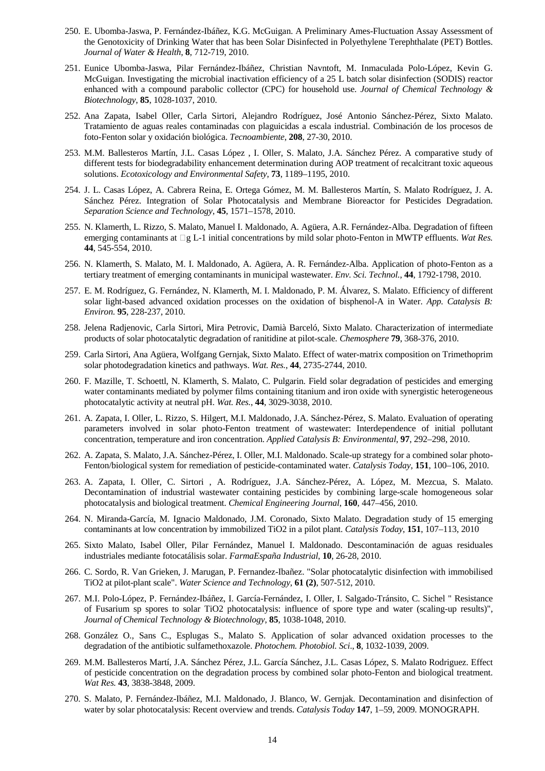250. E. Ubomba-Jaswa, P. Fernández-Ibáñez, K.G. McGuigan. A Preliminary Ames-Fluctuation Assay Assessment of the Genotoxicity of Drinking Water that has been Solar Disinfected in Polyethylene Terephthalate (PET) Bottles. *Journal of Water & Health*, **8**, 712-719, 2010.

251. Eunice Ubomba-Jaswa, Pilar Fernández-Ibáñez, Christian Navntoft, M. Inmaculada Polo-López, Kevin G. McGuigan. Investigating the microbial inactivation efficiency of a 25 L batch solar disinfection (SODIS) reactor enhanced with a compound parabolic collector (CPC) for household use. *Journal of Chemical Technology & Biotechnology*, **85**, 1028-1037, 2010.

252. Ana Zapata, Isabel Oller, Carla Sirtori, Alejandro Rodríguez, José Antonio Sánchez-Pérez, Sixto Malato. Tratamiento de aguas reales contaminadas con plaguicidas a escala industrial. Combinación de los procesos de foto-Fenton solar y oxidación biológica. *Tecnoambiente*, **208**, 27-30, 2010.

253. M.M. Ballesteros Martín, J.L. Casas López , I. Oller, S. Malato, J.A. Sánchez Pérez. A comparative study of different tests for biodegradability enhancement determination during AOP treatment of recalcitrant toxic aqueous solutions. *Ecotoxicology and Environmental Safety*, **73**, 1189–1195, 2010.

254. J. L. Casas López, A. Cabrera Reina, E. Ortega Gómez, M. M. Ballesteros Martín, S. Malato Rodríguez, J. A. Sánchez Pérez. Integration of Solar Photocatalysis and Membrane Bioreactor for Pesticides Degradation. *Separation Science and Technology*, **45**, 1571–1578, 2010.

255. N. Klamerth, L. Rizzo, S. Malato, Manuel I. Maldonado, A. Agüera, A.R. Fernández-Alba. Degradation of fifteen emerging contaminants at □g L-1 initial concentrations by mild solar photo-Fenton in MWTP effluents. *Wat Res.* **44**, 545-554, 2010.

256. N. Klamerth, S. Malato, M. I. Maldonado, A. Agüera, A. R. Fernández-Alba. Application of photo-Fenton as a tertiary treatment of emerging contaminants in municipal wastewater. *Env. Sci. Technol.*, **44**, 1792-1798, 2010.

257. E. M. Rodríguez, G. Fernández, N. Klamerth, M. I. Maldonado, P. M. Álvarez, S. Malato. Efficiency of different solar light-based advanced oxidation processes on the oxidation of bisphenol-A in Water. *App. Catalysis B: Environ.* **95**, 228-237, 2010.

258. Jelena Radjenovic, Carla Sirtori, Mira Petrovic, Damià Barceló, Sixto Malato. Characterization of intermediate products of solar photocatalytic degradation of ranitidine at pilot-scale. *Chemosphere* **79**, 368-376, 2010.

259. Carla Sirtori, Ana Agüera, Wolfgang Gernjak, Sixto Malato. Effect of water-matrix composition on Trimethoprim solar photodegradation kinetics and pathways. *Wat. Res.*, **44**, 2735-2744, 2010.

260. F. Mazille, T. Schoettl, N. Klamerth, S. Malato, C. Pulgarin. Field solar degradation of pesticides and emerging water contaminants mediated by polymer films containing titanium and iron oxide with synergistic heterogeneous photocatalytic activity at neutral pH. *Wat. Res.*, **44**, 3029-3038, 2010.

261. A. Zapata, I. Oller, L. Rizzo, S. Hilgert, M.I. Maldonado, J.A. Sánchez-Pérez, S. Malato. Evaluation of operating parameters involved in solar photo-Fenton treatment of wastewater: Interdependence of initial pollutant concentration, temperature and iron concentration. *Applied Catalysis B: Environmental*, **97**, 292–298, 2010.

262. A. Zapata, S. Malato, J.A. Sánchez-Pérez, I. Oller, M.I. Maldonado. Scale-up strategy for a combined solar photo-Fenton/biological system for remediation of pesticide-contaminated water. *Catalysis Today*, **151**, 100–106, 2010.

263. A. Zapata, I. Oller, C. Sirtori , A. Rodríguez, J.A. Sánchez-Pérez, A. López, M. Mezcua, S. Malato. Decontamination of industrial wastewater containing pesticides by combining large-scale homogeneous solar photocatalysis and biological treatment. *Chemical Engineering Journal*, **160**, 447–456, 2010.

264. N. Miranda-García, M. Ignacio Maldonado, J.M. Coronado, Sixto Malato. Degradation study of 15 emerging contaminants at low concentration by immobilized TiO2 in a pilot plant. *Catalysis Today*, **151**, 107–113, 2010

265. Sixto Malato, Isabel Oller, Pilar Fernández, Manuel I. Maldonado. Descontaminación de aguas residuales industriales mediante fotocatálisis solar. *FarmaEspaña Industrial*, **10**, 26-28, 2010.

266. C. Sordo, R. Van Grieken, J. Marugan, P. Fernandez-Ibañez. "Solar photocatalytic disinfection with immobilised TiO2 at pilot-plant scale". *Water Science and Technology*, **61 (2)**, 507-512, 2010.

267. M.I. Polo-López, P. Fernández-Ibáñez, I. García-Fernández, I. Oller, I. Salgado-Tránsito, C. Sichel " Resistance of Fusarium sp spores to solar TiO2 photocatalysis: influence of spore type and water (scaling-up results)", *Journal of Chemical Technology & Biotechnology*, **85**, 1038-1048, 2010.

268. González O., Sans C., Esplugas S., Malato S. Application of solar advanced oxidation processes to the degradation of the antibiotic sulfamethoxazole. *Photochem. Photobiol. Sci*., **8**, 1032-1039, 2009.

269. M.M. Ballesteros Martí, J.A. Sánchez Pérez, J.L. García Sánchez, J.L. Casas López, S. Malato Rodriguez. Effect of pesticide concentration on the degradation process by combined solar photo-Fenton and biological treatment. *Wat Res.* **43**, 3838-3848, 2009.

270. S. Malato, P. Fernández-Ibáñez, M.I. Maldonado, J. Blanco, W. Gernjak. Decontamination and disinfection of water by solar photocatalysis: Recent overview and trends. *Catalysis Today* **147**, 1–59, 2009. MONOGRAPH.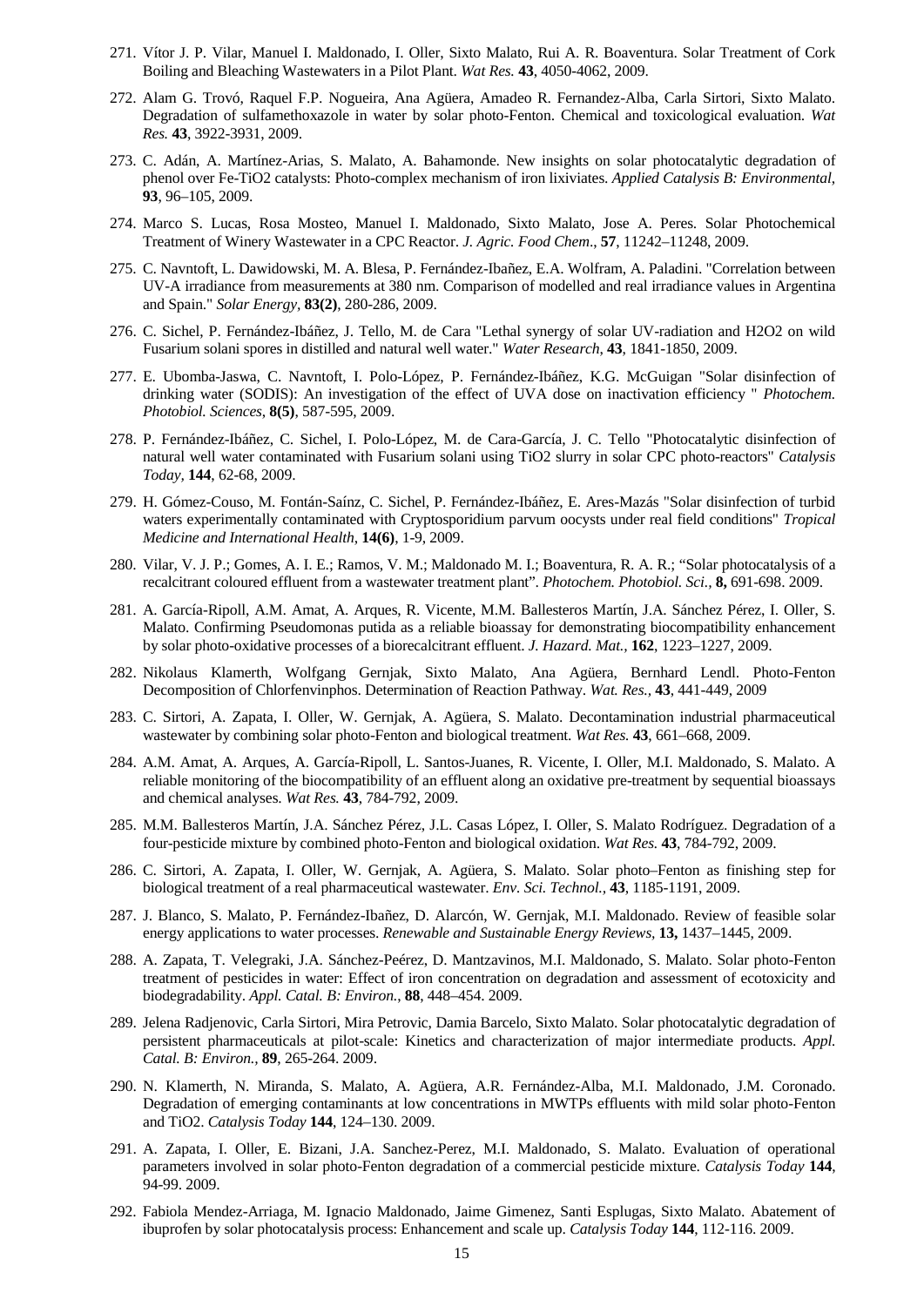271. Vítor J. P. Vilar, Manuel I. Maldonado, I. Oller, Sixto Malato, Rui A. R. Boaventura. Solar Treatment of Cork Boiling and Bleaching Wastewaters in a Pilot Plant. *Wat Res.* **43**, 4050-4062, 2009.

272. Alam G. Trovó, Raquel F.P. Nogueira, Ana Agüera, Amadeo R. Fernandez-Alba, Carla Sirtori, Sixto Malato. Degradation of sulfamethoxazole in water by solar photo-Fenton. Chemical and toxicological evaluation. *Wat Res.* **43**, 3922-3931, 2009.

273. C. Adán, A. Martínez-Arias, S. Malato, A. Bahamonde. New insights on solar photocatalytic degradation of phenol over Fe-TiO2 catalysts: Photo-complex mechanism of iron lixiviates. *Applied Catalysis B: Environmental*, **93**, 96–105, 2009.

274. Marco S. Lucas, Rosa Mosteo, Manuel I. Maldonado, Sixto Malato, Jose A. Peres. Solar Photochemical Treatment of Winery Wastewater in a CPC Reactor. *J. Agric. Food Chem*., **57**, 11242–11248, 2009.

275. C. Navntoft, L. Dawidowski, M. A. Blesa, P. Fernández-Ibañez, E.A. Wolfram, A. Paladini. "Correlation between UV-A irradiance from measurements at 380 nm. Comparison of modelled and real irradiance values in Argentina and Spain." *Solar Energy*, **83(2)**, 280-286, 2009.

276. C. Sichel, P. Fernández-Ibáñez, J. Tello, M. de Cara "Lethal synergy of solar UV-radiation and H2O2 on wild Fusarium solani spores in distilled and natural well water." *Water Research*, **43**, 1841-1850, 2009.

277. E. Ubomba-Jaswa, C. Navntoft, I. Polo-López, P. Fernández-Ibáñez, K.G. McGuigan "Solar disinfection of drinking water (SODIS): An investigation of the effect of UVA dose on inactivation efficiency " *Photochem. Photobiol. Sciences*, **8(5)**, 587-595, 2009.

278. P. Fernández-Ibáñez, C. Sichel, I. Polo-López, M. de Cara-García, J. C. Tello "Photocatalytic disinfection of natural well water contaminated with Fusarium solani using TiO2 slurry in solar CPC photo-reactors" *Catalysis Today*, **144**, 62-68, 2009.

279. H. Gómez-Couso, M. Fontán-Saínz, C. Sichel, P. Fernández-Ibáñez, E. Ares-Mazás "Solar disinfection of turbid waters experimentally contaminated with Cryptosporidium parvum oocysts under real field conditions" *Tropical Medicine and International Health*, **14(6)**, 1-9, 2009.

280. Vilar, V. J. P.; Gomes, A. I. E.; Ramos, V. M.; Maldonado M. I.; Boaventura, R. A. R.; "Solar photocatalysis of a recalcitrant coloured effluent from a wastewater treatment plant". *Photochem. Photobiol. Sci.,* **8,** 691-698. 2009.

281. A. García-Ripoll, A.M. Amat, A. Arques, R. Vicente, M.M. Ballesteros Martín, J.A. Sánchez Pérez, I. Oller, S. Malato. Confirming Pseudomonas putida as a reliable bioassay for demonstrating biocompatibility enhancement by solar photo-oxidative processes of a biorecalcitrant effluent. *J. Hazard. Mat.,* **162**, 1223–1227, 2009.

282. Nikolaus Klamerth, Wolfgang Gernjak, Sixto Malato, Ana Agüera, Bernhard Lendl. Photo-Fenton Decomposition of Chlorfenvinphos. Determination of Reaction Pathway. *Wat. Res.*, **43**, 441-449, 2009

283. C. Sirtori, A. Zapata, I. Oller, W. Gernjak, A. Agüera, S. Malato. Decontamination industrial pharmaceutical wastewater by combining solar photo-Fenton and biological treatment. *Wat Res.* **43**, 661–668, 2009.

284. A.M. Amat, A. Arques, A. García-Ripoll, L. Santos-Juanes, R. Vicente, I. Oller, M.I. Maldonado, S. Malato. A reliable monitoring of the biocompatibility of an effluent along an oxidative pre-treatment by sequential bioassays and chemical analyses. *Wat Res.* **43**, 784-792, 2009.

285. M.M. Ballesteros Martín, J.A. Sánchez Pérez, J.L. Casas López, I. Oller, S. Malato Rodríguez. Degradation of a four-pesticide mixture by combined photo-Fenton and biological oxidation. *Wat Res.* **43**, 784-792, 2009.

286. C. Sirtori, A. Zapata, I. Oller, W. Gernjak, A. Agüera, S. Malato. Solar photo–Fenton as finishing step for biological treatment of a real pharmaceutical wastewater. *Env. Sci. Technol.,* **43**, 1185-1191, 2009.

287. J. Blanco, S. Malato, P. Fernández-Ibañez, D. Alarcón, W. Gernjak, M.I. Maldonado. Review of feasible solar energy applications to water processes. *Renewable and Sustainable Energy Reviews*, **13,** 1437–1445, 2009.

288. A. Zapata, T. Velegraki, J.A. Sánchez-Peérez, D. Mantzavinos, M.I. Maldonado, S. Malato. Solar photo-Fenton treatment of pesticides in water: Effect of iron concentration on degradation and assessment of ecotoxicity and biodegradability. *Appl. Catal. B: Environ.*, **88**, 448–454. 2009.

289. Jelena Radjenovic, Carla Sirtori, Mira Petrovic, Damia Barcelo, Sixto Malato. Solar photocatalytic degradation of persistent pharmaceuticals at pilot-scale: Kinetics and characterization of major intermediate products. *Appl. Catal. B: Environ.*, **89**, 265-264. 2009.

290. N. Klamerth, N. Miranda, S. Malato, A. Agüera, A.R. Fernández-Alba, M.I. Maldonado, J.M. Coronado. Degradation of emerging contaminants at low concentrations in MWTPs effluents with mild solar photo-Fenton and TiO2. *Catalysis Today* **144**, 124–130. 2009.

291. A. Zapata, I. Oller, E. Bizani, J.A. Sanchez-Perez, M.I. Maldonado, S. Malato. Evaluation of operational parameters involved in solar photo-Fenton degradation of a commercial pesticide mixture. *Catalysis Today* **144**, 94-99. 2009.

292. Fabiola Mendez-Arriaga, M. Ignacio Maldonado, Jaime Gimenez, Santi Esplugas, Sixto Malato. Abatement of ibuprofen by solar photocatalysis process: Enhancement and scale up. *Catalysis Today* **144**, 112-116. 2009.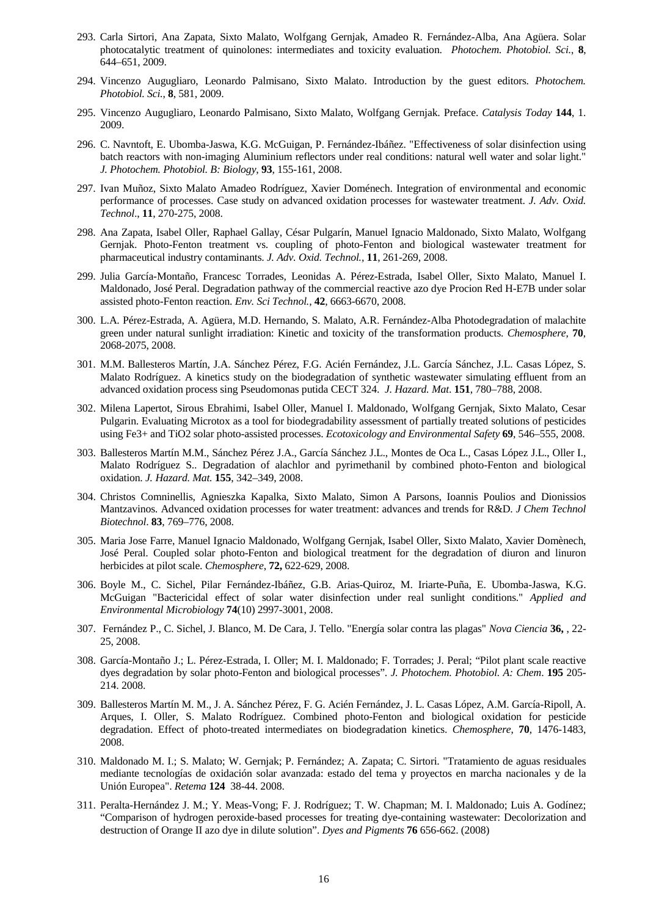293. Carla Sirtori, Ana Zapata, Sixto Malato, Wolfgang Gernjak, Amadeo R. Fernández-Alba, Ana Agüera. Solar photocatalytic treatment of quinolones: intermediates and toxicity evaluation. *Photochem. Photobiol. Sci.*, **8**, 644–651, 2009.

294. Vincenzo Augugliaro, Leonardo Palmisano, Sixto Malato. Introduction by the guest editors. *Photochem. Photobiol. Sci.*, **8**, 581, 2009.

295. Vincenzo Augugliaro, Leonardo Palmisano, Sixto Malato, Wolfgang Gernjak. Preface. *Catalysis Today* **144**, 1. 2009.

296. C. Navntoft, E. Ubomba-Jaswa, K.G. McGuigan, P. Fernández-Ibáñez. "Effectiveness of solar disinfection using batch reactors with non-imaging Aluminium reflectors under real conditions: natural well water and solar light." *J. Photochem. Photobiol. B: Biology*, **93**, 155-161, 2008.

297. Ivan Muñoz, Sixto Malato Amadeo Rodríguez, Xavier Doménech. Integration of environmental and economic performance of processes. Case study on advanced oxidation processes for wastewater treatment. *J. Adv. Oxid. Technol*., **11**, 270-275, 2008.

298. Ana Zapata, Isabel Oller, Raphael Gallay, César Pulgarín, Manuel Ignacio Maldonado, Sixto Malato, Wolfgang Gernjak. Photo-Fenton treatment vs. coupling of photo-Fenton and biological wastewater treatment for pharmaceutical industry contaminants. *J. Adv. Oxid. Technol.*, **11**, 261-269, 2008.

299. Julia García-Montaño, Francesc Torrades, Leonidas A. Pérez-Estrada, Isabel Oller, Sixto Malato, Manuel I. Maldonado, José Peral. Degradation pathway of the commercial reactive azo dye Procion Red H-E7B under solar assisted photo-Fenton reaction. *Env. Sci Technol.*, **42**, 6663-6670, 2008.

300. L.A. Pérez-Estrada, A. Agüera, M.D. Hernando, S. Malato, A.R. Fernández-Alba Photodegradation of malachite green under natural sunlight irradiation: Kinetic and toxicity of the transformation products. *Chemosphere*, **70**, 2068-2075, 2008.

301. M.M. Ballesteros Martín, J.A. Sánchez Pérez, F.G. Acién Fernández, J.L. García Sánchez, J.L. Casas López, S. Malato Rodríguez. A kinetics study on the biodegradation of synthetic wastewater simulating effluent from an advanced oxidation process sing Pseudomonas putida CECT 324. *J. Hazard. Mat*. **151**, 780–788, 2008.

302. Milena Lapertot, Sirous Ebrahimi, Isabel Oller, Manuel I. Maldonado, Wolfgang Gernjak, Sixto Malato, Cesar Pulgarin. Evaluating Microtox as a tool for biodegradability assessment of partially treated solutions of pesticides using Fe3+ and TiO2 solar photo-assisted processes. *Ecotoxicology and Environmental Safety* **69**, 546–555, 2008.

303. Ballesteros Martín M.M., Sánchez Pérez J.A., García Sánchez J.L., Montes de Oca L., Casas López J.L., Oller I., Malato Rodríguez S.. Degradation of alachlor and pyrimethanil by combined photo-Fenton and biological oxidation. *J. Hazard. Mat.* **155**, 342–349, 2008.

304. Christos Comninellis, Agnieszka Kapalka, Sixto Malato, Simon A Parsons, Ioannis Poulios and Dionissios Mantzavinos. Advanced oxidation processes for water treatment: advances and trends for R&D. *J Chem Technol Biotechnol*. **83**, 769–776, 2008.

305. Maria Jose Farre, Manuel Ignacio Maldonado, Wolfgang Gernjak, Isabel Oller, Sixto Malato, Xavier Domènech, José Peral. Coupled solar photo-Fenton and biological treatment for the degradation of diuron and linuron herbicides at pilot scale. *Chemosphere*, **72,** 622-629, 2008.

306. Boyle M., C. Sichel, Pilar Fernández-Ibáñez, G.B. Arias-Quiroz, M. Iriarte-Puña, E. Ubomba-Jaswa, K.G. McGuigan "Bactericidal effect of solar water disinfection under real sunlight conditions." *Applied and Environmental Microbiology* **74**(10) 2997-3001, 2008.

307. Fernández P., C. Sichel, J. Blanco, M. De Cara, J. Tello. "Energía solar contra las plagas" *Nova Ciencia* **36,** , 22-25, 2008.

308. García-Montaño J.; L. Pérez-Estrada, I. Oller; M. I. Maldonado; F. Torrades; J. Peral; "Pilot plant scale reactive dyes degradation by solar photo-Fenton and biological processes". *J. Photochem. Photobiol. A: Chem*. **195** 205-214. 2008.

309. Ballesteros Martín M. M., J. A. Sánchez Pérez, F. G. Acién Fernández, J. L. Casas López, A.M. García-Ripoll, A. Arques, I. Oller, S. Malato Rodríguez. Combined photo-Fenton and biological oxidation for pesticide degradation. Effect of photo-treated intermediates on biodegradation kinetics. *Chemosphere*, **70**, 1476-1483, 2008.

310. Maldonado M. I.; S. Malato; W. Gernjak; P. Fernández; A. Zapata; C. Sirtori. "Tratamiento de aguas residuales mediante tecnologías de oxidación solar avanzada: estado del tema y proyectos en marcha nacionales y de la Unión Europea". *Retema* **124** 38-44. 2008.

311. Peralta-Hernández J. M.; Y. Meas-Vong; F. J. Rodríguez; T. W. Chapman; M. I. Maldonado; Luis A. Godínez; "Comparison of hydrogen peroxide-based processes for treating dye-containing wastewater: Decolorization and destruction of Orange II azo dye in dilute solution". *Dyes and Pigments* **76** 656-662. (2008)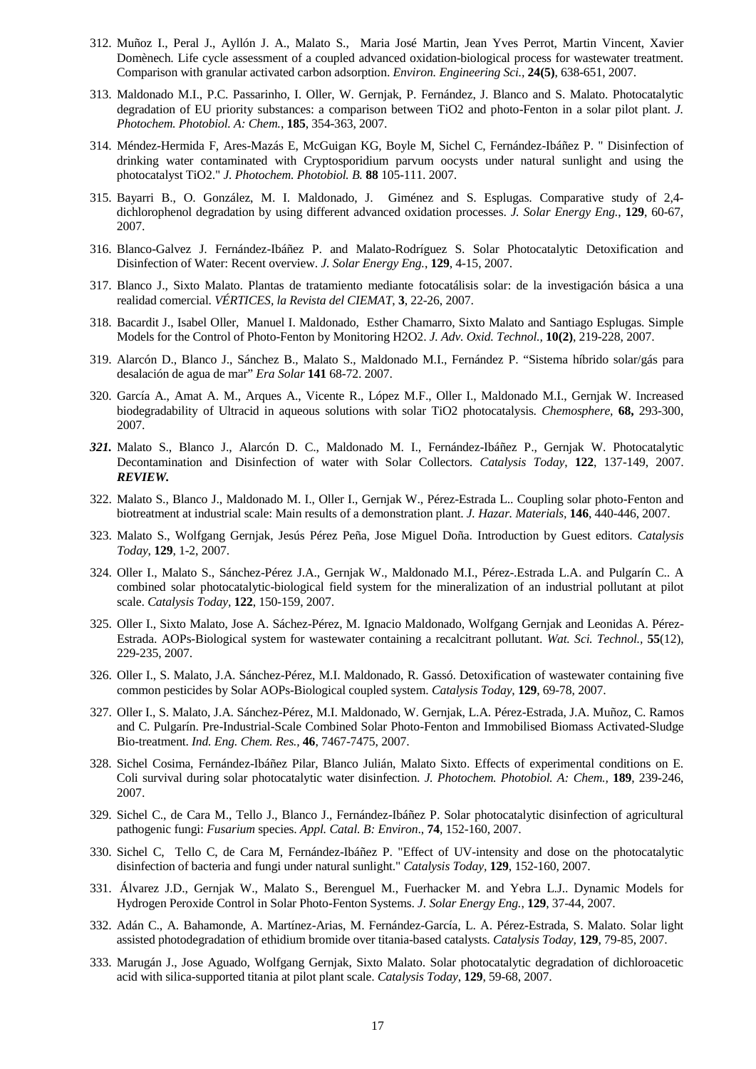312. Muñoz I., Peral J., Ayllón J. A., Malato S., Maria José Martin, Jean Yves Perrot, Martin Vincent, Xavier Domènech. Life cycle assessment of a coupled advanced oxidation-biological process for wastewater treatment. Comparison with granular activated carbon adsorption. *Environ. Engineering Sci.*, **24(5)**, 638-651, 2007.

313. Maldonado M.I., P.C. Passarinho, I. Oller, W. Gernjak, P. Fernández, J. Blanco and S. Malato. Photocatalytic degradation of EU priority substances: a comparison between TiO2 and photo-Fenton in a solar pilot plant. *J. Photochem. Photobiol. A: Chem.*, **185**, 354-363, 2007.

314. Méndez-Hermida F, Ares-Mazás E, McGuigan KG, Boyle M, Sichel C, Fernández-Ibáñez P. " Disinfection of drinking water contaminated with Cryptosporidium parvum oocysts under natural sunlight and using the photocatalyst TiO2." *J. Photochem. Photobiol. B.* **88** 105-111. 2007.

315. Bayarri B., O. González, M. I. Maldonado, J. Giménez and S. Esplugas. Comparative study of 2,4-dichlorophenol degradation by using different advanced oxidation processes. *J. Solar Energy Eng.*, **129**, 60-67, 2007.

316. Blanco-Galvez J. Fernández-Ibáñez P. and Malato-Rodríguez S. Solar Photocatalytic Detoxification and Disinfection of Water: Recent overview. *J. Solar Energy Eng.*, **129**, 4-15, 2007.

317. Blanco J., Sixto Malato. Plantas de tratamiento mediante fotocatálisis solar: de la investigación básica a una realidad comercial. *VÉRTICES, la Revista del CIEMAT*, **3**, 22-26, 2007.

318. Bacardit J., Isabel Oller, Manuel I. Maldonado, Esther Chamarro, Sixto Malato and Santiago Esplugas. Simple Models for the Control of Photo-Fenton by Monitoring H2O2. *J. Adv. Oxid. Technol.*, **10(2)**, 219-228, 2007.

319. Alarcón D., Blanco J., Sánchez B., Malato S., Maldonado M.I., Fernández P. "Sistema híbrido solar/gás para desalación de agua de mar" *Era Solar* **141** 68-72. 2007.

320. García A., Amat A. M., Arques A., Vicente R., López M.F., Oller I., Maldonado M.I., Gernjak W. Increased biodegradability of Ultracid in aqueous solutions with solar TiO2 photocatalysis. *Chemosphere*, **68,** 293-300, 2007.

***321.*** Malato S., Blanco J., Alarcón D. C., Maldonado M. I., Fernández-Ibáñez P., Gernjak W. Photocatalytic Decontamination and Disinfection of water with Solar Collectors. *Catalysis Today*, **122**, 137-149, 2007. ***REVIEW.***

322. Malato S., Blanco J., Maldonado M. I., Oller I., Gernjak W., Pérez-Estrada L.. Coupling solar photo-Fenton and biotreatment at industrial scale: Main results of a demonstration plant. *J. Hazar. Materials*, **146**, 440-446, 2007.

323. Malato S., Wolfgang Gernjak, Jesús Pérez Peña, Jose Miguel Doña. Introduction by Guest editors. *Catalysis Today*, **129**, 1-2, 2007.

324. Oller I., Malato S., Sánchez-Pérez J.A., Gernjak W., Maldonado M.I., Pérez-.Estrada L.A. and Pulgarín C.. A combined solar photocatalytic-biological field system for the mineralization of an industrial pollutant at pilot scale. *Catalysis Today*, **122**, 150-159, 2007.

325. Oller I., Sixto Malato, Jose A. Sáchez-Pérez, M. Ignacio Maldonado, Wolfgang Gernjak and Leonidas A. Pérez-Estrada. AOPs-Biological system for wastewater containing a recalcitrant pollutant. *Wat. Sci. Technol.*, **55**(12), 229-235, 2007.

326. Oller I., S. Malato, J.A. Sánchez-Pérez, M.I. Maldonado, R. Gassó. Detoxification of wastewater containing five common pesticides by Solar AOPs-Biological coupled system. *Catalysis Today*, **129**, 69-78, 2007.

327. Oller I., S. Malato, J.A. Sánchez-Pérez, M.I. Maldonado, W. Gernjak, L.A. Pérez-Estrada, J.A. Muñoz, C. Ramos and C. Pulgarín. Pre-Industrial-Scale Combined Solar Photo-Fenton and Immobilised Biomass Activated-Sludge Bio-treatment. *Ind. Eng. Chem. Res.*, **46**, 7467-7475, 2007.

328. Sichel Cosima, Fernández-Ibáñez Pilar, Blanco Julián, Malato Sixto. Effects of experimental conditions on E. Coli survival during solar photocatalytic water disinfection. *J. Photochem. Photobiol. A: Chem.*, **189**, 239-246, 2007.

329. Sichel C., de Cara M., Tello J., Blanco J., Fernández-Ibáñez P. Solar photocatalytic disinfection of agricultural pathogenic fungi: *Fusarium* species. *Appl. Catal. B: Environ*., **74**, 152-160, 2007.

330. Sichel C, Tello C, de Cara M, Fernández-Ibáñez P. "Effect of UV-intensity and dose on the photocatalytic disinfection of bacteria and fungi under natural sunlight." *Catalysis Today*, **129**, 152-160, 2007.

331. Álvarez J.D., Gernjak W., Malato S., Berenguel M., Fuerhacker M. and Yebra L.J.. Dynamic Models for Hydrogen Peroxide Control in Solar Photo-Fenton Systems. *J. Solar Energy Eng.*, **129**, 37-44, 2007.

332. Adán C., A. Bahamonde, A. Martínez-Arias, M. Fernández-García, L. A. Pérez-Estrada, S. Malato. Solar light assisted photodegradation of ethidium bromide over titania-based catalysts. *Catalysis Today*, **129**, 79-85, 2007.

333. Marugán J., Jose Aguado, Wolfgang Gernjak, Sixto Malato. Solar photocatalytic degradation of dichloroacetic acid with silica-supported titania at pilot plant scale. *Catalysis Today*, **129**, 59-68, 2007.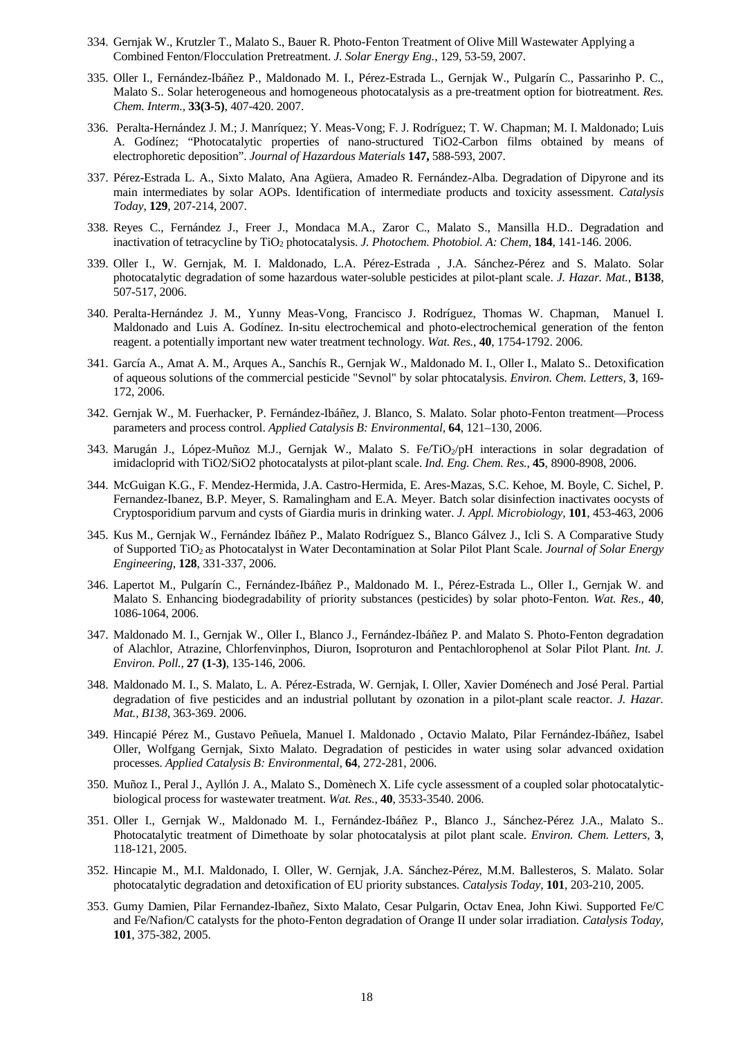334. Gernjak W., Krutzler T., Malato S., Bauer R. Photo-Fenton Treatment of Olive Mill Wastewater Applying a Combined Fenton/Flocculation Pretreatment. *J. Solar Energy Eng.*, 129, 53-59, 2007.

335. Oller I., Fernández-Ibáñez P., Maldonado M. I., Pérez-Estrada L., Gernjak W., Pulgarín C., Passarinho P. C., Malato S.. Solar heterogeneous and homogeneous photocatalysis as a pre-treatment option for biotreatment. *Res. Chem. Interm.*, **33(3-5)**, 407-420. 2007.

336. Peralta-Hernández J. M.; J. Manríquez; Y. Meas-Vong; F. J. Rodríguez; T. W. Chapman; M. I. Maldonado; Luis A. Godínez; "Photocatalytic properties of nano-structured $TiO_2$-Carbon films obtained by means of electrophoretic deposition". *Journal of Hazardous Materials* **147,** 588-593, 2007.

337. Pérez-Estrada L. A., Sixto Malato, Ana Agüera, Amadeo R. Fernández-Alba. Degradation of Dipyrone and its main intermediates by solar AOPs. Identification of intermediate products and toxicity assessment. *Catalysis Today*, **129**, 207-214, 2007.

338. Reyes C., Fernández J., Freer J., Mondaca M.A., Zaror C., Malato S., Mansilla H.D.. Degradation and inactivation of tetracycline by $TiO_2$ photocatalysis. *J. Photochem. Photobiol. A: Chem*, **184**, 141-146. 2006.

339. Oller I., W. Gernjak, M. I. Maldonado, L.A. Pérez-Estrada , J.A. Sánchez-Pérez and S. Malato. Solar photocatalytic degradation of some hazardous water-soluble pesticides at pilot-plant scale. *J. Hazar. Mat.*, **B138**, 507-517, 2006.

340. Peralta-Hernández J. M., Yunny Meas-Vong, Francisco J. Rodríguez, Thomas W. Chapman, Manuel I. Maldonado and Luis A. Godínez. In-situ electrochemical and photo-electrochemical generation of the fenton reagent. a potentially important new water treatment technology. *Wat. Res.*, **40**, 1754-1792. 2006.

341. García A., Amat A. M., Arques A., Sanchís R., Gernjak W., Maldonado M. I., Oller I., Malato S.. Detoxification of aqueous solutions of the commercial pesticide "Sevnol" by solar phtocatalysis. *Environ. Chem. Letters*, **3**, 169-172, 2006.

342. Gernjak W., M. Fuerhacker, P. Fernández-Ibáñez, J. Blanco, S. Malato. Solar photo-Fenton treatment—Process parameters and process control. *Applied Catalysis B: Environmental*, **64**, 121–130, 2006.

343. Marugán J., López-Muñoz M.J., Gernjak W., Malato S. Fe/$TiO_2$/pH interactions in solar degradation of imidacloprid with $TiO_2$/$SiO_2$ photocatalysts at pilot-plant scale. *Ind. Eng. Chem. Res.*, **45**, 8900-8908, 2006.

344. McGuigan K.G., F. Mendez-Hermida, J.A. Castro-Hermida, E. Ares-Mazas, S.C. Kehoe, M. Boyle, C. Sichel, P. Fernandez-Ibanez, B.P. Meyer, S. Ramalingham and E.A. Meyer. Batch solar disinfection inactivates oocysts of Cryptosporidium parvum and cysts of Giardia muris in drinking water. *J. Appl. Microbiology*, **101**, 453-463, 2006

345. Kus M., Gernjak W., Fernández Ibáñez P., Malato Rodríguez S., Blanco Gálvez J., Icli S. A Comparative Study of Supported $TiO_2$ as Photocatalyst in Water Decontamination at Solar Pilot Plant Scale. *Journal of Solar Energy Engineering*, **128**, 331-337, 2006.

346. Lapertot M., Pulgarín C., Fernández-Ibáñez P., Maldonado M. I., Pérez-Estrada L., Oller I., Gernjak W. and Malato S. Enhancing biodegradability of priority substances (pesticides) by solar photo-Fenton. *Wat. Res.*, **40**, 1086-1064, 2006.

347. Maldonado M. I., Gernjak W., Oller I., Blanco J., Fernández-Ibáñez P. and Malato S. Photo-Fenton degradation of Alachlor, Atrazine, Chlorfenvinphos, Diuron, Isoproturon and Pentachlorophenol at Solar Pilot Plant. *Int. J. Environ. Poll.*, **27 (1-3)**, 135-146, 2006.

348. Maldonado M. I., S. Malato, L. A. Pérez-Estrada, W. Gernjak, I. Oller, Xavier Doménech and José Peral. Partial degradation of five pesticides and an industrial pollutant by ozonation in a pilot-plant scale reactor. *J. Hazar. Mat., B138*, 363-369. 2006.

349. Hincapié Pérez M., Gustavo Peñuela, Manuel I. Maldonado , Octavio Malato, Pilar Fernández-Ibáñez, Isabel Oller, Wolfgang Gernjak, Sixto Malato. Degradation of pesticides in water using solar advanced oxidation processes. *Applied Catalysis B: Environmental*, **64**, 272-281, 2006.

350. Muñoz I., Peral J., Ayllón J. A., Malato S., Domènech X. Life cycle assessment of a coupled solar photocatalytic-biological process for wastewater treatment. *Wat. Res.*, **40**, 3533-3540. 2006.

351. Oller I., Gernjak W., Maldonado M. I., Fernández-Ibáñez P., Blanco J., Sánchez-Pérez J.A., Malato S.. Photocatalytic treatment of Dimethoate by solar photocatalysis at pilot plant scale. *Environ. Chem. Letters*, **3**, 118-121, 2005.

352. Hincapie M., M.I. Maldonado, I. Oller, W. Gernjak, J.A. Sánchez-Pérez, M.M. Ballesteros, S. Malato. Solar photocatalytic degradation and detoxification of EU priority substances. *Catalysis Today*, **101**, 203-210, 2005.

353. Gumy Damien, Pilar Fernandez-Ibañez, Sixto Malato, Cesar Pulgarin, Octav Enea, John Kiwi. Supported Fe/C and Fe/Nafion/C catalysts for the photo-Fenton degradation of Orange II under solar irradiation. *Catalysis Today*, **101**, 375-382, 2005.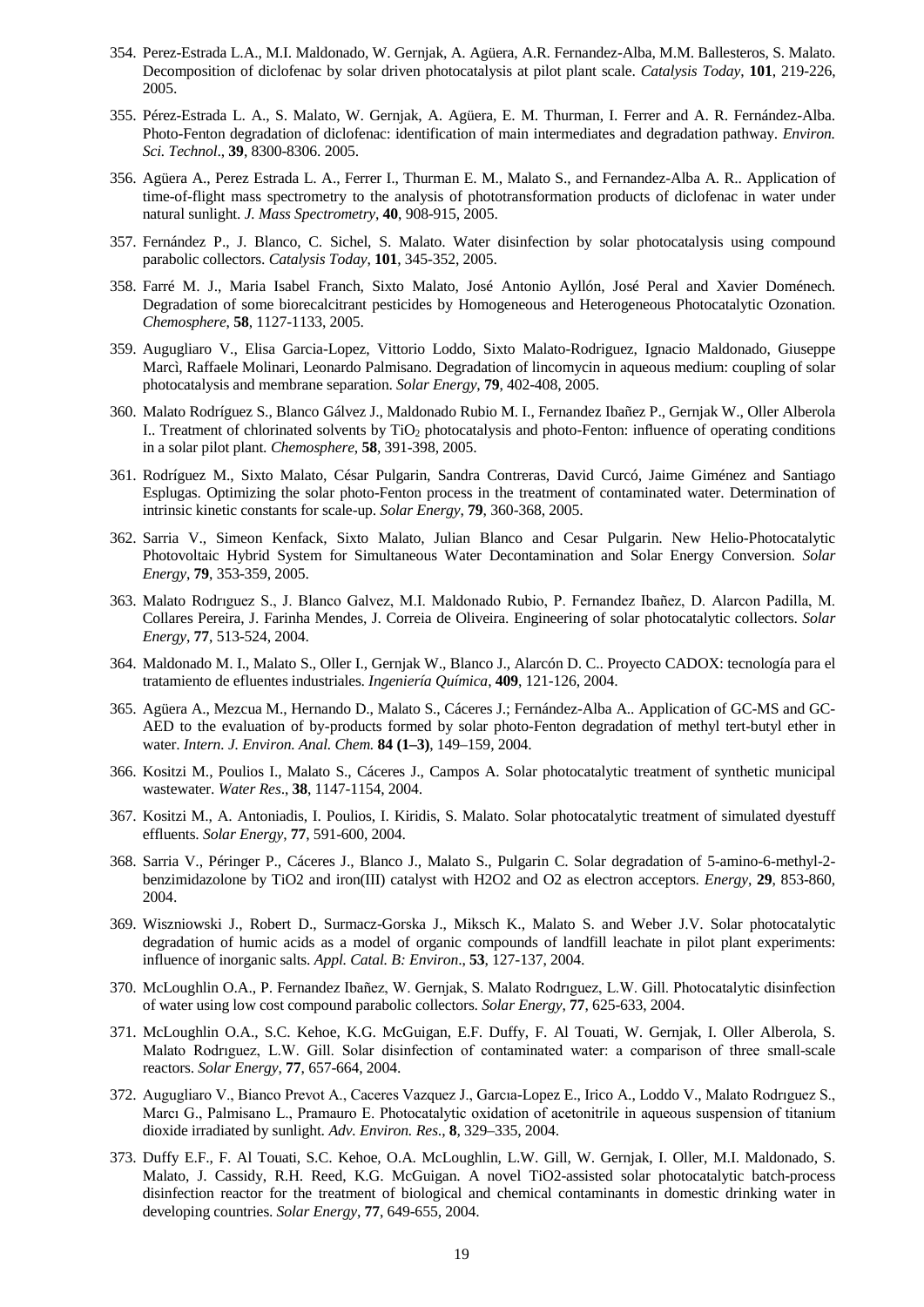354. Perez-Estrada L.A., M.I. Maldonado, W. Gernjak, A. Agüera, A.R. Fernandez-Alba, M.M. Ballesteros, S. Malato. Decomposition of diclofenac by solar driven photocatalysis at pilot plant scale. *Catalysis Today*, **101**, 219-226, 2005.

355. Pérez-Estrada L. A., S. Malato, W. Gernjak, A. Agüera, E. M. Thurman, I. Ferrer and A. R. Fernández-Alba. Photo-Fenton degradation of diclofenac: identification of main intermediates and degradation pathway. *Environ. Sci. Technol*., **39**, 8300-8306. 2005.

356. Agüera A., Perez Estrada L. A., Ferrer I., Thurman E. M., Malato S., and Fernandez-Alba A. R.. Application of time-of-flight mass spectrometry to the analysis of phototransformation products of diclofenac in water under natural sunlight. *J. Mass Spectrometry*, **40**, 908-915, 2005.

357. Fernández P., J. Blanco, C. Sichel, S. Malato. Water disinfection by solar photocatalysis using compound parabolic collectors. *Catalysis Today*, **101**, 345-352, 2005.

358. Farré M. J., Maria Isabel Franch, Sixto Malato, José Antonio Ayllón, José Peral and Xavier Doménech. Degradation of some biorecalcitrant pesticides by Homogeneous and Heterogeneous Photocatalytic Ozonation. *Chemosphere*, **58**, 1127-1133, 2005.

359. Augugliaro V., Elisa Garcia-Lopez, Vittorio Loddo, Sixto Malato-Rodriguez, Ignacio Maldonado, Giuseppe Marcì, Raffaele Molinari, Leonardo Palmisano. Degradation of lincomycin in aqueous medium: coupling of solar photocatalysis and membrane separation. *Solar Energy*, **79**, 402-408, 2005.

360. Malato Rodríguez S., Blanco Gálvez J., Maldonado Rubio M. I., Fernandez Ibañez P., Gernjak W., Oller Alberola I.. Treatment of chlorinated solvents by $TiO_2$ photocatalysis and photo-Fenton: influence of operating conditions in a solar pilot plant. *Chemosphere*, **58**, 391-398, 2005.

361. Rodríguez M., Sixto Malato, César Pulgarin, Sandra Contreras, David Curcó, Jaime Giménez and Santiago Esplugas. Optimizing the solar photo-Fenton process in the treatment of contaminated water. Determination of intrinsic kinetic constants for scale-up. *Solar Energy*, **79**, 360-368, 2005.

362. Sarria V., Simeon Kenfack, Sixto Malato, Julian Blanco and Cesar Pulgarin. New Helio-Photocatalytic Photovoltaic Hybrid System for Simultaneous Water Decontamination and Solar Energy Conversion. *Solar Energy*, **79**, 353-359, 2005.

363. Malato Rodrıguez S., J. Blanco Galvez, M.I. Maldonado Rubio, P. Fernandez Ibañez, D. Alarcon Padilla, M. Collares Pereira, J. Farinha Mendes, J. Correia de Oliveira. Engineering of solar photocatalytic collectors. *Solar Energy*, **77**, 513-524, 2004.

364. Maldonado M. I., Malato S., Oller I., Gernjak W., Blanco J., Alarcón D. C.. Proyecto CADOX: tecnología para el tratamiento de efluentes industriales. *Ingeniería Química*, **409**, 121-126, 2004.

365. Agüera A., Mezcua M., Hernando D., Malato S., Cáceres J.; Fernández-Alba A.. Application of GC-MS and GC-AED to the evaluation of by-products formed by solar photo-Fenton degradation of methyl tert-butyl ether in water. *Intern. J. Environ. Anal. Chem.* **84 (1–3)**, 149–159, 2004.

366. Kositzi M., Poulios I., Malato S., Cáceres J., Campos A. Solar photocatalytic treatment of synthetic municipal wastewater. *Water Res*., **38**, 1147-1154, 2004.

367. Kositzi M., A. Antoniadis, I. Poulios, I. Kiridis, S. Malato. Solar photocatalytic treatment of simulated dyestuff effluents. *Solar Energy*, **77**, 591-600, 2004.

368. Sarria V., Péringer P., Cáceres J., Blanco J., Malato S., Pulgarin C. Solar degradation of 5-amino-6-methyl-2-benzimidazolone by TiO2 and iron(III) catalyst with H2O2 and O2 as electron acceptors. *Energy*, **29**, 853-860, 2004.

369. Wiszniowski J., Robert D., Surmacz-Gorska J., Miksch K., Malato S. and Weber J.V. Solar photocatalytic degradation of humic acids as a model of organic compounds of landfill leachate in pilot plant experiments: influence of inorganic salts. *Appl. Catal. B: Environ*., **53**, 127-137, 2004.

370. McLoughlin O.A., P. Fernandez Ibañez, W. Gernjak, S. Malato Rodrıguez, L.W. Gill. Photocatalytic disinfection of water using low cost compound parabolic collectors. *Solar Energy*, **77**, 625-633, 2004.

371. McLoughlin O.A., S.C. Kehoe, K.G. McGuigan, E.F. Duffy, F. Al Touati, W. Gernjak, I. Oller Alberola, S. Malato Rodrıguez, L.W. Gill. Solar disinfection of contaminated water: a comparison of three small-scale reactors. *Solar Energy*, **77**, 657-664, 2004.

372. Augugliaro V., Bianco Prevot A., Caceres Vazquez J., Garcıa-Lopez E., Irico A., Loddo V., Malato Rodrıguez S., Marcı G., Palmisano L., Pramauro E. Photocatalytic oxidation of acetonitrile in aqueous suspension of titanium dioxide irradiated by sunlight. *Adv. Environ. Res.*, **8**, 329–335, 2004.

373. Duffy E.F., F. Al Touati, S.C. Kehoe, O.A. McLoughlin, L.W. Gill, W. Gernjak, I. Oller, M.I. Maldonado, S. Malato, J. Cassidy, R.H. Reed, K.G. McGuigan. A novel TiO2-assisted solar photocatalytic batch-process disinfection reactor for the treatment of biological and chemical contaminants in domestic drinking water in developing countries. *Solar Energy*, **77**, 649-655, 2004.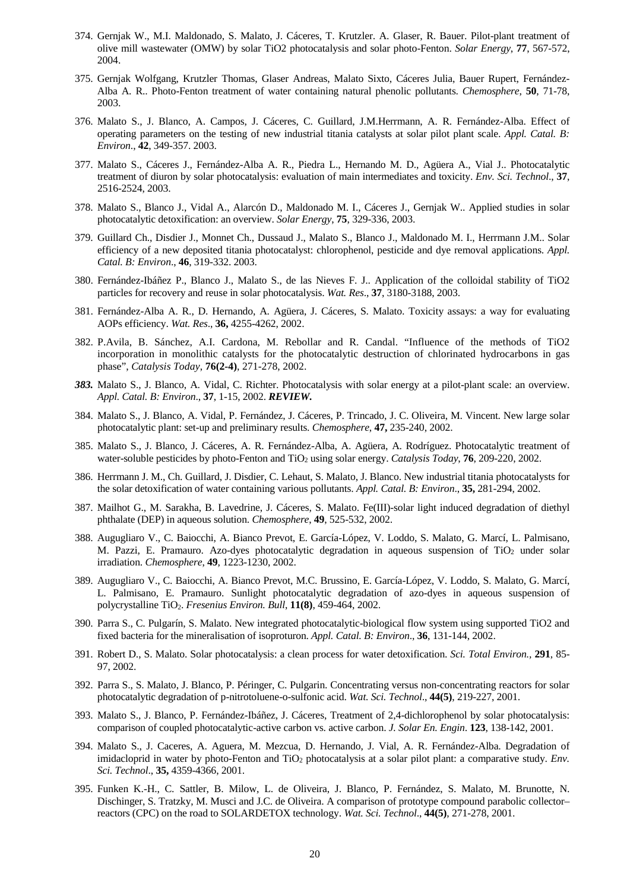374. Gernjak W., M.I. Maldonado, S. Malato, J. Cáceres, T. Krutzler. A. Glaser, R. Bauer. Pilot-plant treatment of olive mill wastewater (OMW) by solar TiO2 photocatalysis and solar photo-Fenton. *Solar Energy*, **77**, 567-572, 2004.

375. Gernjak Wolfgang, Krutzler Thomas, Glaser Andreas, Malato Sixto, Cáceres Julia, Bauer Rupert, Fernández-Alba A. R.. Photo-Fenton treatment of water containing natural phenolic pollutants. *Chemosphere*, **50**, 71-78, 2003.

376. Malato S., J. Blanco, A. Campos, J. Cáceres, C. Guillard, J.M.Herrmann, A. R. Fernández-Alba. Effect of operating parameters on the testing of new industrial titania catalysts at solar pilot plant scale. *Appl. Catal. B: Environ*., **42**, 349-357. 2003.

377. Malato S., Cáceres J., Fernández-Alba A. R., Piedra L., Hernando M. D., Agüera A., Vial J.. Photocatalytic treatment of diuron by solar photocatalysis: evaluation of main intermediates and toxicity. *Env. Sci. Technol*., **37**, 2516-2524, 2003.

378. Malato S., Blanco J., Vidal A., Alarcón D., Maldonado M. I., Cáceres J., Gernjak W.. Applied studies in solar photocatalytic detoxification: an overview. *Solar Energy*, **75**, 329-336, 2003.

379. Guillard Ch., Disdier J., Monnet Ch., Dussaud J., Malato S., Blanco J., Maldonado M. I., Herrmann J.M.. Solar efficiency of a new deposited titania photocatalyst: chlorophenol, pesticide and dye removal applications. *Appl. Catal. B: Environ*., **46**, 319-332. 2003.

380. Fernández-Ibáñez P., Blanco J., Malato S., de las Nieves F. J.. Application of the colloidal stability of TiO2 particles for recovery and reuse in solar photocatalysis. *Wat. Res*., **37**, 3180-3188, 2003.

381. Fernández-Alba A. R., D. Hernando, A. Agüera, J. Cáceres, S. Malato. Toxicity assays: a way for evaluating AOPs efficiency. *Wat. Res*., **36,** 4255-4262, 2002.

382. P.Avila, B. Sánchez, A.I. Cardona, M. Rebollar and R. Candal. "Influence of the methods of TiO2 incorporation in monolithic catalysts for the photocatalytic destruction of chlorinated hydrocarbons in gas phase", *Catalysis Today*, **76(2-4)**, 271-278, 2002.

***383.*** Malato S., J. Blanco, A. Vidal, C. Richter. Photocatalysis with solar energy at a pilot-plant scale: an overview. *Appl. Catal. B: Environ*., **37**, 1-15, 2002. ***REVIEW.***

384. Malato S., J. Blanco, A. Vidal, P. Fernández, J. Cáceres, P. Trincado, J. C. Oliveira, M. Vincent. New large solar photocatalytic plant: set-up and preliminary results. *Chemosphere*, **47,** 235-240, 2002.

385. Malato S., J. Blanco, J. Cáceres, A. R. Fernández-Alba, A. Agüera, A. Rodríguez. Photocatalytic treatment of water-soluble pesticides by photo-Fenton and $TiO_2$ using solar energy. *Catalysis Today*, **76**, 209-220, 2002.

386. Herrmann J. M., Ch. Guillard, J. Disdier, C. Lehaut, S. Malato, J. Blanco. New industrial titania photocatalysts for the solar detoxification of water containing various pollutants. *Appl. Catal. B: Environ*., **35,** 281-294, 2002.

387. Mailhot G., M. Sarakha, B. Lavedrine, J. Cáceres, S. Malato. Fe(III)-solar light induced degradation of diethyl phthalate (DEP) in aqueous solution. *Chemosphere*, **49**, 525-532, 2002.

388. Augugliaro V., C. Baiocchi, A. Bianco Prevot, E. García-López, V. Loddo, S. Malato, G. Marcí, L. Palmisano, M. Pazzi, E. Pramauro. Azo-dyes photocatalytic degradation in aqueous suspension of $TiO_2$ under solar irradiation. *Chemosphere*, **49**, 1223-1230, 2002.

389. Augugliaro V., C. Baiocchi, A. Bianco Prevot, M.C. Brussino, E. García-López, V. Loddo, S. Malato, G. Marcí, L. Palmisano, E. Pramauro. Sunlight photocatalytic degradation of azo-dyes in aqueous suspension of polycrystalline $TiO_2$. *Fresenius Environ. Bull*, **11(8)**, 459-464, 2002.

390. Parra S., C. Pulgarín, S. Malato. New integrated photocatalytic-biological flow system using supported TiO2 and fixed bacteria for the mineralisation of isoproturon. *Appl. Catal. B: Environ*., **36**, 131-144, 2002.

391. Robert D., S. Malato. Solar photocatalysis: a clean process for water detoxification. *Sci. Total Environ.*, **291**, 85-97, 2002.

392. Parra S., S. Malato, J. Blanco, P. Péringer, C. Pulgarin. Concentrating versus non-concentrating reactors for solar photocatalytic degradation of p-nitrotoluene-o-sulfonic acid. *Wat. Sci. Technol*., **44(5)**, 219-227, 2001.

393. Malato S., J. Blanco, P. Fernández-Ibáñez, J. Cáceres, Treatment of 2,4-dichlorophenol by solar photocatalysis: comparison of coupled photocatalytic-active carbon vs. active carbon. *J. Solar En. Engin*. **123**, 138-142, 2001.

394. Malato S., J. Caceres, A. Aguera, M. Mezcua, D. Hernando, J. Vial, A. R. Fernández-Alba. Degradation of imidacloprid in water by photo-Fenton and $TiO_2$ photocatalysis at a solar pilot plant: a comparative study. *Env. Sci. Technol*., **35,** 4359-4366, 2001.

395. Funken K.-H., C. Sattler, B. Milow, L. de Oliveira, J. Blanco, P. Fernández, S. Malato, M. Brunotte, N. Dischinger, S. Tratzky, M. Musci and J.C. de Oliveira. A comparison of prototype compound parabolic collector–reactors (CPC) on the road to SOLARDETOX technology. *Wat. Sci. Technol*., **44(5)**, 271-278, 2001.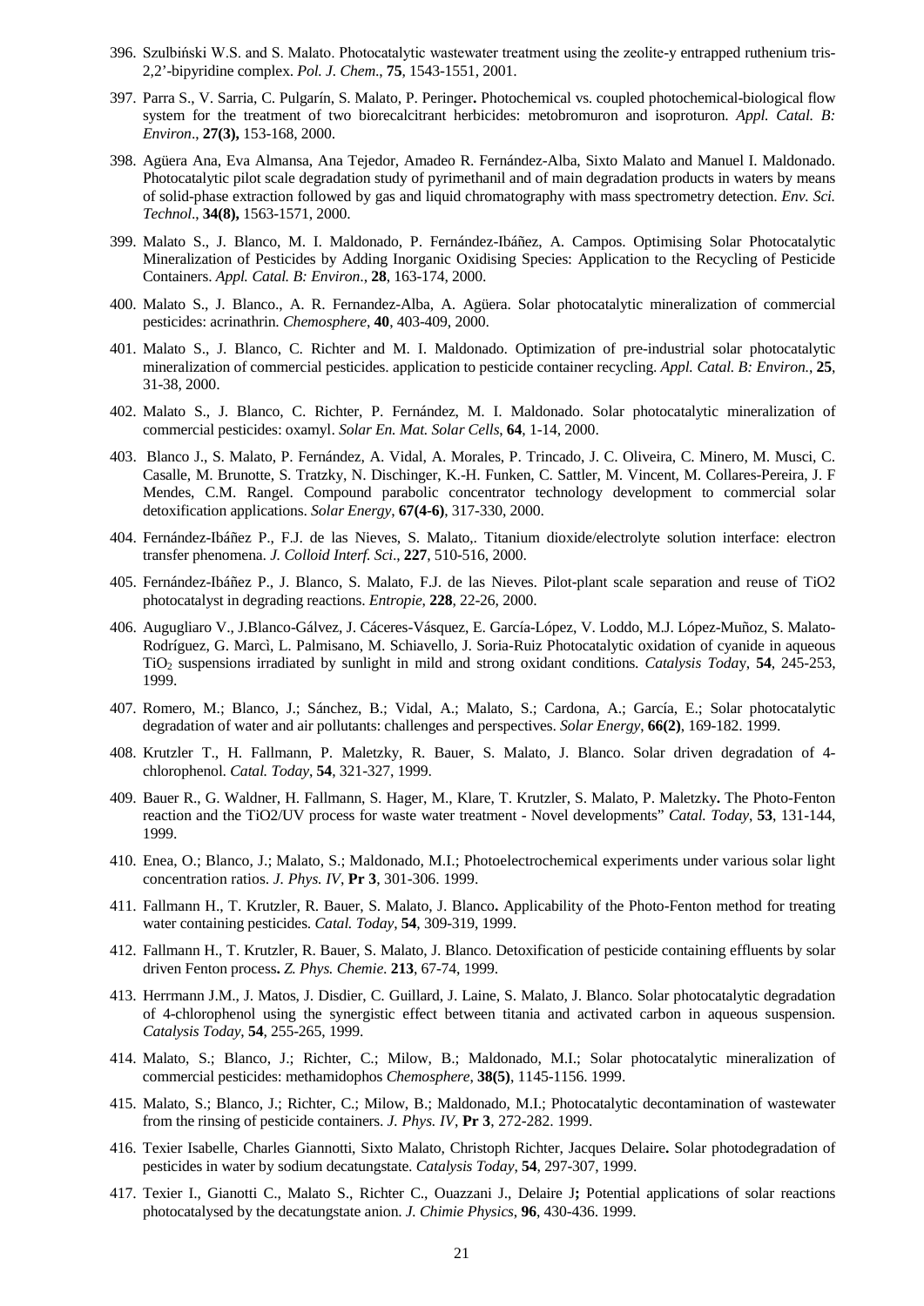396. Szulbiński W.S. and S. Malato. Photocatalytic wastewater treatment using the zeolite-y entrapped ruthenium tris-2,2'-bipyridine complex. *Pol. J. Chem*., **75**, 1543-1551, 2001.

397. Parra S., V. Sarria, C. Pulgarín, S. Malato, P. Peringer**.** Photochemical vs. coupled photochemical-biological flow system for the treatment of two biorecalcitrant herbicides: metobromuron and isoproturon. *Appl. Catal. B: Environ*., **27(3),** 153-168, 2000.

398. Agüera Ana, Eva Almansa, Ana Tejedor, Amadeo R. Fernández-Alba, Sixto Malato and Manuel I. Maldonado. Photocatalytic pilot scale degradation study of pyrimethanil and of main degradation products in waters by means of solid-phase extraction followed by gas and liquid chromatography with mass spectrometry detection. *Env. Sci. Technol*., **34(8),** 1563-1571, 2000.

399. Malato S., J. Blanco, M. I. Maldonado, P. Fernández-Ibáñez, A. Campos. Optimising Solar Photocatalytic Mineralization of Pesticides by Adding Inorganic Oxidising Species: Application to the Recycling of Pesticide Containers. *Appl. Catal. B: Environ*., **28**, 163-174, 2000.

400. Malato S., J. Blanco., A. R. Fernandez-Alba, A. Agüera. Solar photocatalytic mineralization of commercial pesticides: acrinathrin. *Chemosphere*, **40**, 403-409, 2000.

401. Malato S., J. Blanco, C. Richter and M. I. Maldonado. Optimization of pre-industrial solar photocatalytic mineralization of commercial pesticides. application to pesticide container recycling. *Appl. Catal. B: Environ.*, **25**, 31-38, 2000.

402. Malato S., J. Blanco, C. Richter, P. Fernández, M. I. Maldonado. Solar photocatalytic mineralization of commercial pesticides: oxamyl. *Solar En. Mat. Solar Cells*, **64**, 1-14, 2000.

403. Blanco J., S. Malato, P. Fernández, A. Vidal, A. Morales, P. Trincado, J. C. Oliveira, C. Minero, M. Musci, C. Casalle, M. Brunotte, S. Tratzky, N. Dischinger, K.-H. Funken, C. Sattler, M. Vincent, M. Collares-Pereira, J. F Mendes, C.M. Rangel. Compound parabolic concentrator technology development to commercial solar detoxification applications. *Solar Energy*, **67(4-6)**, 317-330, 2000.

404. Fernández-Ibáñez P., F.J. de las Nieves, S. Malato,. Titanium dioxide/electrolyte solution interface: electron transfer phenomena. *J. Colloid Interf. Sci*., **227**, 510-516, 2000.

405. Fernández-Ibáñez P., J. Blanco, S. Malato, F.J. de las Nieves. Pilot-plant scale separation and reuse of TiO2 photocatalyst in degrading reactions. *Entropie*, **228**, 22-26, 2000.

406. Augugliaro V., J.Blanco-Gálvez, J. Cáceres-Vásquez, E. García-López, V. Loddo, M.J. López-Muñoz, S. Malato-Rodríguez, G. Marcì, L. Palmisano, M. Schiavello, J. Soria-Ruiz Photocatalytic oxidation of cyanide in aqueous $TiO_2$ suspensions irradiated by sunlight in mild and strong oxidant conditions. *Catalysis Today*, **54**, 245-253, 1999.

407. Romero, M.; Blanco, J.; Sánchez, B.; Vidal, A.; Malato, S.; Cardona, A.; García, E.; Solar photocatalytic degradation of water and air pollutants: challenges and perspectives. *Solar Energy*, **66(2)**, 169-182. 1999.

408. Krutzler T., H. Fallmann, P. Maletzky, R. Bauer, S. Malato, J. Blanco. Solar driven degradation of 4-chlorophenol. *Catal. Today*, **54**, 321-327, 1999.

409. Bauer R., G. Waldner, H. Fallmann, S. Hager, M., Klare, T. Krutzler, S. Malato, P. Maletzky**.** The Photo-Fenton reaction and the TiO2/UV process for waste water treatment - Novel developments" *Catal. Today*, **53**, 131-144, 1999.

410. Enea, O.; Blanco, J.; Malato, S.; Maldonado, M.I.; Photoelectrochemical experiments under various solar light concentration ratios. *J. Phys. IV*, **Pr 3**, 301-306. 1999.

411. Fallmann H., T. Krutzler, R. Bauer, S. Malato, J. Blanco**.** Applicability of the Photo-Fenton method for treating water containing pesticides. *Catal. Today*, **54**, 309-319, 1999.

412. Fallmann H., T. Krutzler, R. Bauer, S. Malato, J. Blanco. Detoxification of pesticide containing effluents by solar driven Fenton process**.** *Z. Phys. Chemie*. **213**, 67-74, 1999.

413. Herrmann J.M., J. Matos, J. Disdier, C. Guillard, J. Laine, S. Malato, J. Blanco. Solar photocatalytic degradation of 4-chlorophenol using the synergistic effect between titania and activated carbon in aqueous suspension. *Catalysis Today*, **54**, 255-265, 1999.

414. Malato, S.; Blanco, J.; Richter, C.; Milow, B.; Maldonado, M.I.; Solar photocatalytic mineralization of commercial pesticides: methamidophos *Chemosphere*, **38(5)**, 1145-1156. 1999.

415. Malato, S.; Blanco, J.; Richter, C.; Milow, B.; Maldonado, M.I.; Photocatalytic decontamination of wastewater from the rinsing of pesticide containers. *J. Phys. IV*, **Pr 3**, 272-282. 1999.

416. Texier Isabelle, Charles Giannotti, Sixto Malato, Christoph Richter, Jacques Delaire**.** Solar photodegradation of pesticides in water by sodium decatungstate. *Catalysis Today*, **54**, 297-307, 1999.

417. Texier I., Gianotti C., Malato S., Richter C., Ouazzani J., Delaire J**;** Potential applications of solar reactions photocatalysed by the decatungstate anion. *J. Chimie Physics*, **96**, 430-436. 1999.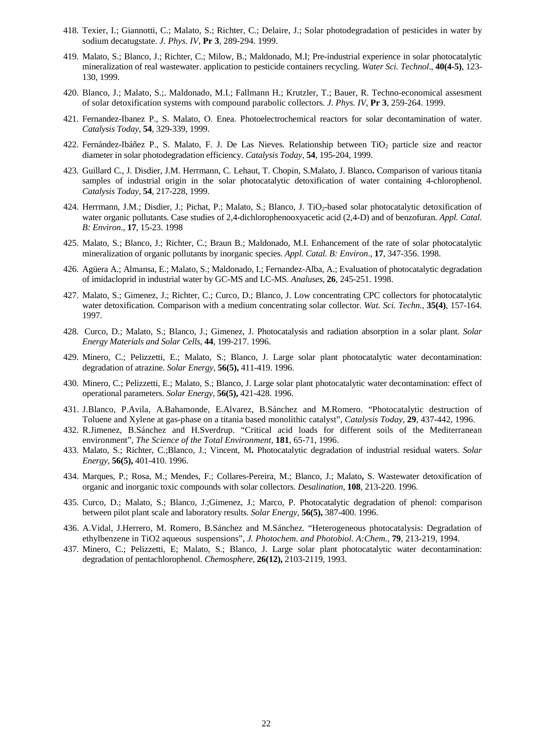418. Texier, I.; Giannotti, C.; Malato, S.; Richter, C.; Delaire, J.; Solar photodegradation of pesticides in water by sodium decatugstate. *J. Phys. IV*, **Pr 3**, 289-294. 1999.

419. Malato, S.; Blanco, J.; Richter, C.; Milow, B.; Maldonado, M.I; Pre-industrial experience in solar photocatalytic mineralization of real wastewater. application to pesticide containers recycling. *Water Sci. Technol*., **40(4-5)**, 123-130, 1999.

420. Blanco, J.; Malato, S.;. Maldonado, M.I.; Fallmann H.; Krutzler, T.; Bauer, R. Techno-economical assesment of solar detoxification systems with compound parabolic collectors. *J. Phys. IV*, **Pr 3**, 259-264. 1999.

421. Fernandez-Ibanez P., S. Malato, O. Enea. Photoelectrochemical reactors for solar decontamination of water. *Catalysis Today*, **54**, 329-339, 1999.

422. Fernández-Ibáñez P., S. Malato, F. J. De Las Nieves. Relationship between $TiO_2$ particle size and reactor diameter in solar photodegradation efficiency. *Catalysis Today*, **54**, 195-204, 1999.

423. Guillard C., J. Disdier, J.M. Herrmann, C. Lehaut, T. Chopin, S.Malato, J. Blanco**.** Comparison of various titania samples of industrial origin in the solar photocatalytic detoxification of water containing 4-chlorophenol. *Catalysis Today*, **54**, 217-228, 1999.

424. Herrmann, J.M.; Disdier, J.; Pichat, P.; Malato, S.; Blanco, J. $TiO_2$-based solar photocatalytic detoxification of water organic pollutants. Case studies of 2,4-dichlorophenooxyacetic acid (2,4-D) and of benzofuran. *Appl. Catal. B: Environ*., **17**, 15-23. 1998

425. Malato, S.; Blanco, J.; Richter, C.; Braun B.; Maldonado, M.I. Enhancement of the rate of solar photocatalytic mineralization of organic pollutants by inorganic species. *Appl. Catal. B: Environ*., **17**, 347-356. 1998.

426. Agüera A.; Almansa, E.; Malato, S.; Maldonado, I.; Fernandez-Alba, A.; Evaluation of photocatalytic degradation of imidacloprid in industrial water by GC-MS and LC-MS. *Analuses*, **26**, 245-251. 1998.

427. Malato, S.; Gimenez, J.; Richter, C.; Curco, D.; Blanco, J. Low concentrating CPC collectors for photocatalytic water detoxification. Comparison with a medium concentrating solar collector. *Wat. Sci. Techn.*, **35(4)**, 157-164. 1997.

428. Curco, D.; Malato, S.; Blanco, J.; Gimenez, J. Photocatalysis and radiation absorption in a solar plant. *Solar Energy Materials and Solar Cells*, **44**, 199-217. 1996.

429. Minero, C.; Pelizzetti, E.; Malato, S.; Blanco, J. Large solar plant photocatalytic water decontamination: degradation of atrazine. *Solar Energy*, **56(5),** 411-419. 1996.

430. Minero, C.; Pelizzetti, E.; Malato, S.; Blanco, J. Large solar plant photocatalytic water decontamination: effect of operational parameters. *Solar Energy*, **56(5),** 421-428. 1996.

431. J.Blanco, P.Avila, A.Bahamonde, E.Alvarez, B.Sánchez and M.Romero. "Photocatalytic destruction of Toluene and Xylene at gas-phase on a titania based monolithic catalyst", *Catalysis Today*, **29**, 437-442, 1996.

432. R.Jimenez, B.Sánchez and H.Sverdrup. "Critical acid loads for different soils of the Mediterranean environment", *The Science of the Total Environment*, **181**, 65-71, 1996.

433. Malato, S.; Richter, C.;Blanco, J.; Vincent, M**.** Photocatalytic degradation of industrial residual waters. *Solar Energy*, **56(5),** 401-410. 1996.

434. Marques, P.; Rosa, M.; Mendes, F.; Collares-Pereira, M.; Blanco, J.; Malato**,** S. Wastewater detoxification of organic and inorganic toxic compounds with solar collectors. *Desalination*, **108**, 213-220. 1996.

435. Curco, D.; Malato, S.; Blanco, J.;Gimenez, J.; Marco, P. Photocatalytic degradation of phenol: comparison between pilot plant scale and laboratory results. *Solar Energy*, **56(5),** 387-400. 1996.

436. A.Vidal, J.Herrero, M. Romero, B.Sánchez and M.Sánchez. "Heterogeneous photocatalysis: Degradation of ethylbenzene in TiO2 aqueous suspensions", *J. Photochem. and Photobiol. A:Chem.*, **79**, 213-219, 1994.

437. Minero, C.; Pelizzetti, E; Malato, S.; Blanco, J. Large solar plant photocatalytic water decontamination: degradation of pentachlorophenol. *Chemosphere*, **26(12),** 2103-2119, 1993.